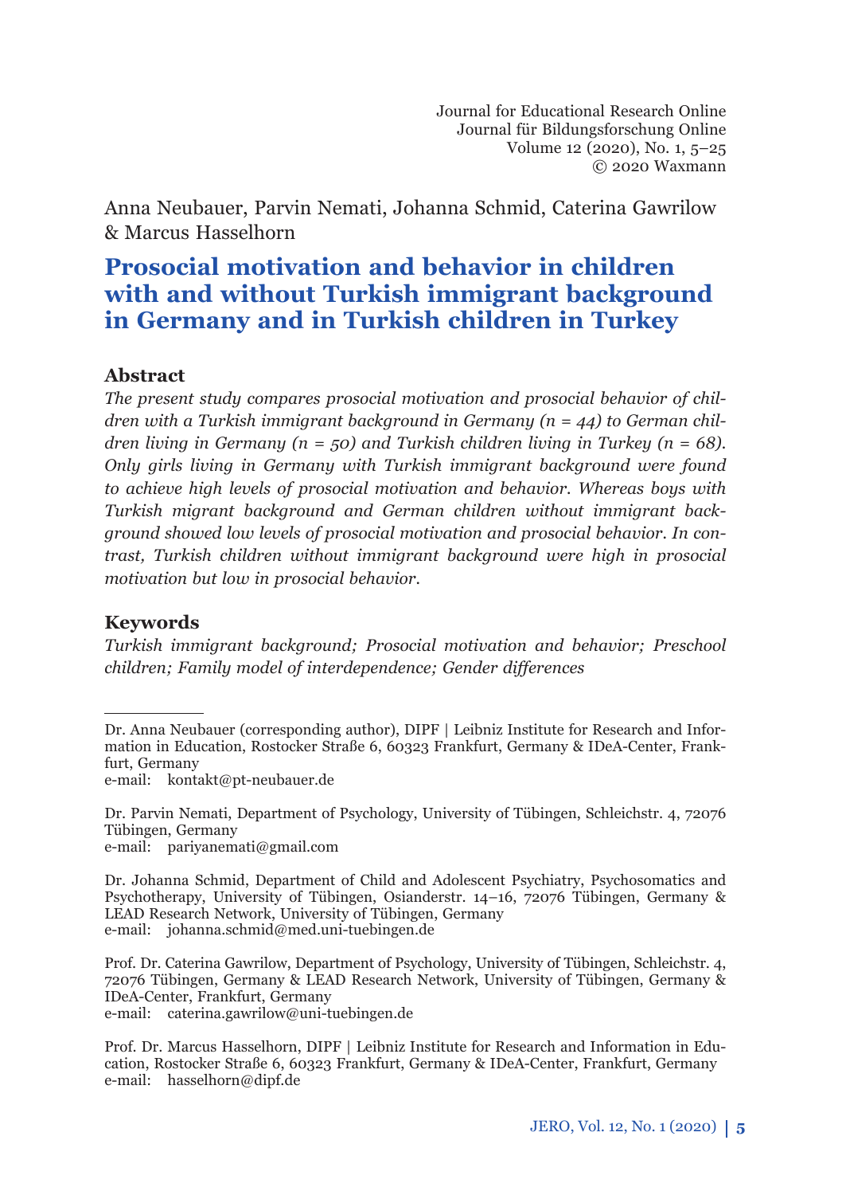Journal for Educational Research Online
Journal für Bildungsforschung Online
Volume 12 (2020), No. 1, 5–25
© 2020 Waxmann

Anna Neubauer, Parvin Nemati, Johanna Schmid, Caterina Gawrilow & Marcus Hasselhorn

# Prosocial motivation and behavior in children with and without Turkish immigrant background in Germany and in Turkish children in Turkey

## Abstract

*The present study compares prosocial motivation and prosocial behavior of children with a Turkish immigrant background in Germany (n = 44) to German children living in Germany (n = 50) and Turkish children living in Turkey (n = 68). Only girls living in Germany with Turkish immigrant background were found to achieve high levels of prosocial motivation and behavior. Whereas boys with Turkish migrant background and German children without immigrant background showed low levels of prosocial motivation and prosocial behavior. In contrast, Turkish children without immigrant background were high in prosocial motivation but low in prosocial behavior.*

## Keywords

*Turkish immigrant background; Prosocial motivation and behavior; Preschool children; Family model of interdependence; Gender differences*

---

Dr. Anna Neubauer (corresponding author), DIPF | Leibniz Institute for Research and Information in Education, Rostocker Straße 6, 60323 Frankfurt, Germany & IDeA-Center, Frankfurt, Germany
e-mail: kontakt@pt-neubauer.de

Dr. Parvin Nemati, Department of Psychology, University of Tübingen, Schleichstr. 4, 72076 Tübingen, Germany
e-mail: pariyanemati@gmail.com

Dr. Johanna Schmid, Department of Child and Adolescent Psychiatry, Psychosomatics and Psychotherapy, University of Tübingen, Osianderstr. 14–16, 72076 Tübingen, Germany & LEAD Research Network, University of Tübingen, Germany
e-mail: johanna.schmid@med.uni-tuebingen.de

Prof. Dr. Caterina Gawrilow, Department of Psychology, University of Tübingen, Schleichstr. 4, 72076 Tübingen, Germany & LEAD Research Network, University of Tübingen, Germany & IDeA-Center, Frankfurt, Germany
e-mail: caterina.gawrilow@uni-tuebingen.de

Prof. Dr. Marcus Hasselhorn, DIPF | Leibniz Institute for Research and Information in Education, Rostocker Straße 6, 60323 Frankfurt, Germany & IDeA-Center, Frankfurt, Germany
e-mail: hasselhorn@dipf.de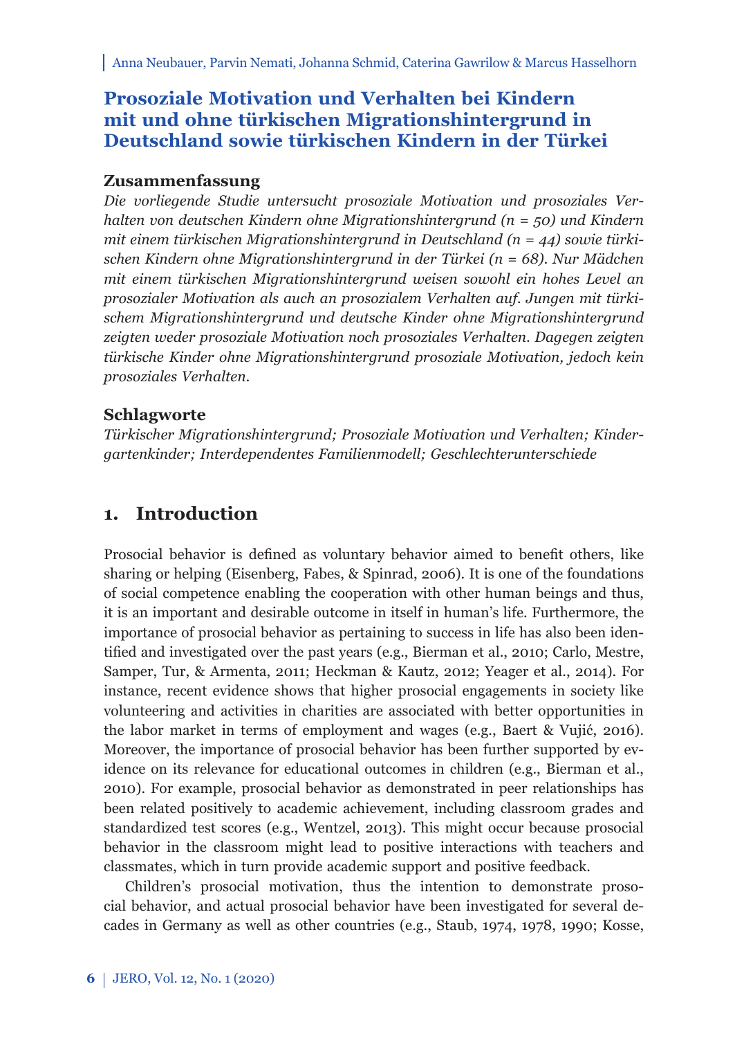Anna Neubauer, Parvin Nemati, Johanna Schmid, Caterina Gawrilow & Marcus Hasselhorn

# Prosoziale Motivation und Verhalten bei Kindern mit und ohne türkischen Migrationshintergrund in Deutschland sowie türkischen Kindern in der Türkei

## Zusammenfassung

*Die vorliegende Studie untersucht prosoziale Motivation und prosoziales Verhalten von deutschen Kindern ohne Migrationshintergrund (n = 50) und Kindern mit einem türkischen Migrationshintergrund in Deutschland (n = 44) sowie türkischen Kindern ohne Migrationshintergrund in der Türkei (n = 68). Nur Mädchen mit einem türkischen Migrationshintergrund weisen sowohl ein hohes Level an prosozialer Motivation als auch an prosozialem Verhalten auf. Jungen mit türkischem Migrationshintergrund und deutsche Kinder ohne Migrationshintergrund zeigten weder prosoziale Motivation noch prosoziales Verhalten. Dagegen zeigten türkische Kinder ohne Migrationshintergrund prosoziale Motivation, jedoch kein prosoziales Verhalten.*

## Schlagworte

*Türkischer Migrationshintergrund; Prosoziale Motivation und Verhalten; Kindergartenkinder; Interdependentes Familienmodell; Geschlechterunterschiede*

## 1. Introduction

Prosocial behavior is defined as voluntary behavior aimed to benefit others, like sharing or helping (Eisenberg, Fabes, & Spinrad, 2006). It is one of the foundations of social competence enabling the cooperation with other human beings and thus, it is an important and desirable outcome in itself in human's life. Furthermore, the importance of prosocial behavior as pertaining to success in life has also been identified and investigated over the past years (e.g., Bierman et al., 2010; Carlo, Mestre, Samper, Tur, & Armenta, 2011; Heckman & Kautz, 2012; Yeager et al., 2014). For instance, recent evidence shows that higher prosocial engagements in society like volunteering and activities in charities are associated with better opportunities in the labor market in terms of employment and wages (e.g., Baert & Vujić, 2016). Moreover, the importance of prosocial behavior has been further supported by evidence on its relevance for educational outcomes in children (e.g., Bierman et al., 2010). For example, prosocial behavior as demonstrated in peer relationships has been related positively to academic achievement, including classroom grades and standardized test scores (e.g., Wentzel, 2013). This might occur because prosocial behavior in the classroom might lead to positive interactions with teachers and classmates, which in turn provide academic support and positive feedback.

Children's prosocial motivation, thus the intention to demonstrate prosocial behavior, and actual prosocial behavior have been investigated for several decades in Germany as well as other countries (e.g., Staub, 1974, 1978, 1990; Kosse,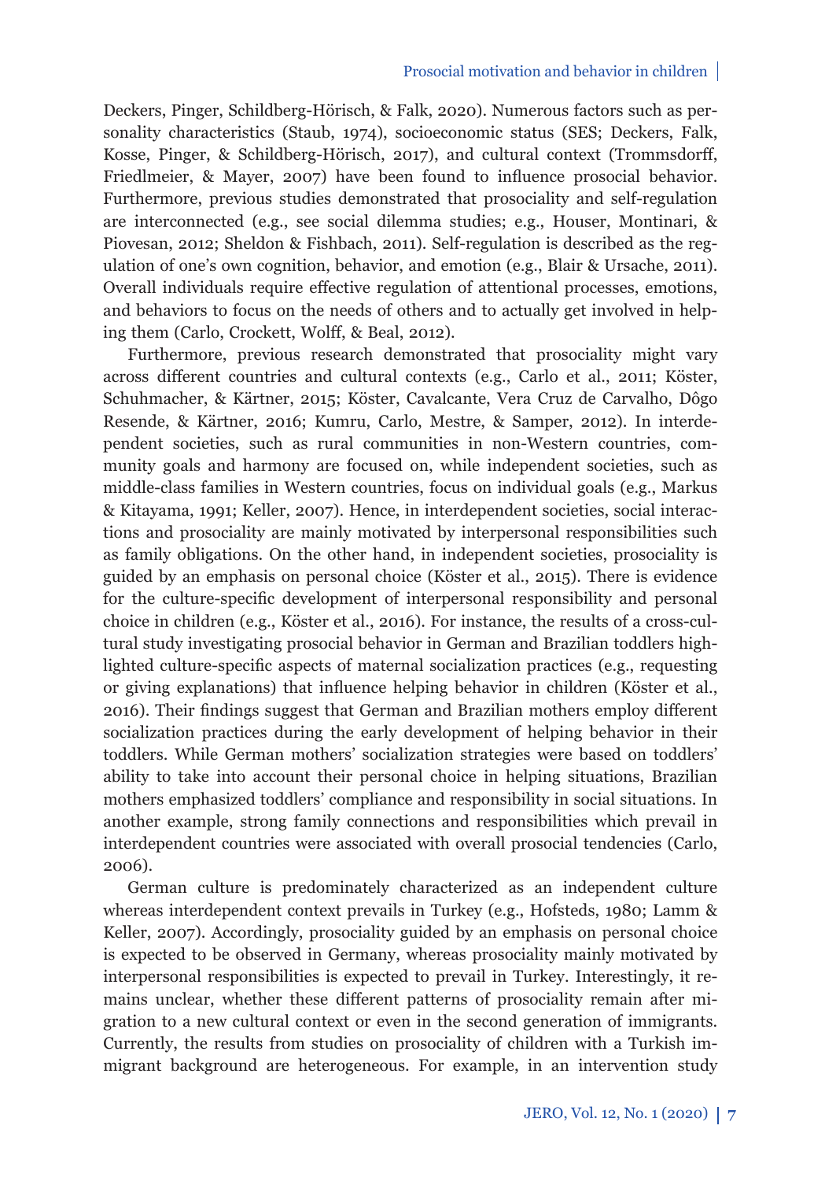Deckers, Pinger, Schildberg-Hörisch, & Falk, 2020). Numerous factors such as personality characteristics (Staub, 1974), socioeconomic status (SES; Deckers, Falk, Kosse, Pinger, & Schildberg-Hörisch, 2017), and cultural context (Trommsdorff, Friedlmeier, & Mayer, 2007) have been found to influence prosocial behavior. Furthermore, previous studies demonstrated that prosociality and self-regulation are interconnected (e.g., see social dilemma studies; e.g., Houser, Montinari, & Piovesan, 2012; Sheldon & Fishbach, 2011). Self-regulation is described as the regulation of one's own cognition, behavior, and emotion (e.g., Blair & Ursache, 2011). Overall individuals require effective regulation of attentional processes, emotions, and behaviors to focus on the needs of others and to actually get involved in helping them (Carlo, Crockett, Wolff, & Beal, 2012).

Furthermore, previous research demonstrated that prosociality might vary across different countries and cultural contexts (e.g., Carlo et al., 2011; Köster, Schuhmacher, & Kärtner, 2015; Köster, Cavalcante, Vera Cruz de Carvalho, Dôgo Resende, & Kärtner, 2016; Kumru, Carlo, Mestre, & Samper, 2012). In interdependent societies, such as rural communities in non-Western countries, community goals and harmony are focused on, while independent societies, such as middle-class families in Western countries, focus on individual goals (e.g., Markus & Kitayama, 1991; Keller, 2007). Hence, in interdependent societies, social interactions and prosociality are mainly motivated by interpersonal responsibilities such as family obligations. On the other hand, in independent societies, prosociality is guided by an emphasis on personal choice (Köster et al., 2015). There is evidence for the culture-specific development of interpersonal responsibility and personal choice in children (e.g., Köster et al., 2016). For instance, the results of a cross-cultural study investigating prosocial behavior in German and Brazilian toddlers highlighted culture-specific aspects of maternal socialization practices (e.g., requesting or giving explanations) that influence helping behavior in children (Köster et al., 2016). Their findings suggest that German and Brazilian mothers employ different socialization practices during the early development of helping behavior in their toddlers. While German mothers' socialization strategies were based on toddlers' ability to take into account their personal choice in helping situations, Brazilian mothers emphasized toddlers' compliance and responsibility in social situations. In another example, strong family connections and responsibilities which prevail in interdependent countries were associated with overall prosocial tendencies (Carlo, 2006).

German culture is predominately characterized as an independent culture whereas interdependent context prevails in Turkey (e.g., Hofsteds, 1980; Lamm & Keller, 2007). Accordingly, prosociality guided by an emphasis on personal choice is expected to be observed in Germany, whereas prosociality mainly motivated by interpersonal responsibilities is expected to prevail in Turkey. Interestingly, it remains unclear, whether these different patterns of prosociality remain after migration to a new cultural context or even in the second generation of immigrants. Currently, the results from studies on prosociality of children with a Turkish immigrant background are heterogeneous. For example, in an intervention study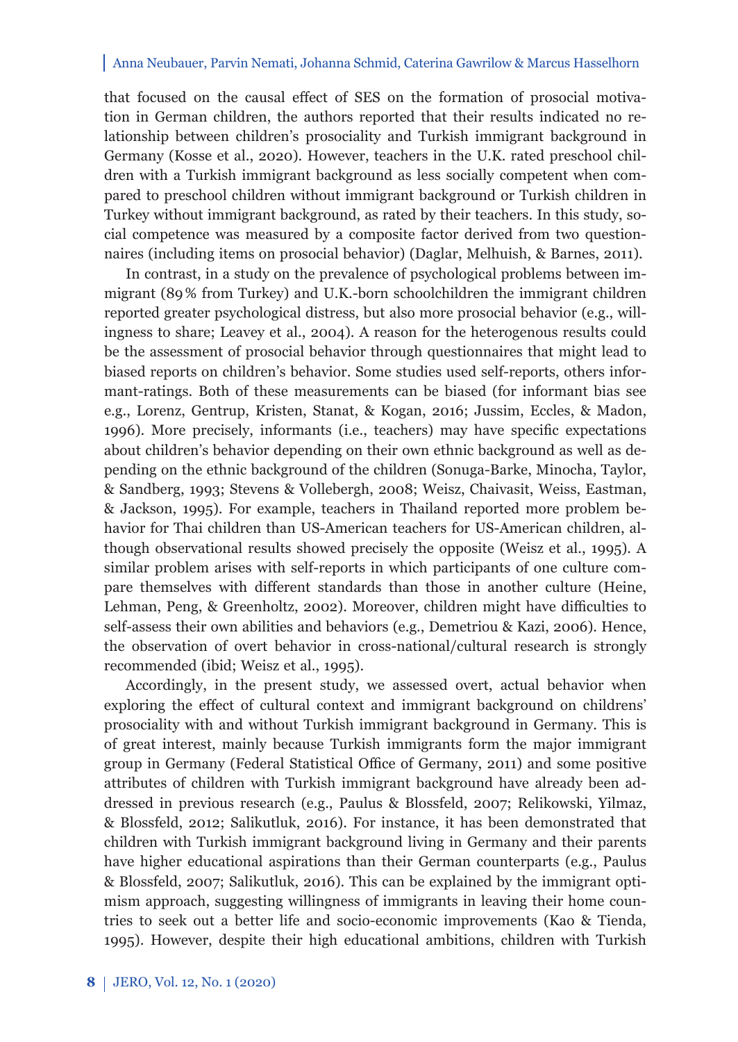that focused on the causal effect of SES on the formation of prosocial motivation in German children, the authors reported that their results indicated no relationship between children's prosociality and Turkish immigrant background in Germany (Kosse et al., 2020). However, teachers in the U.K. rated preschool children with a Turkish immigrant background as less socially competent when compared to preschool children without immigrant background or Turkish children in Turkey without immigrant background, as rated by their teachers. In this study, social competence was measured by a composite factor derived from two questionnaires (including items on prosocial behavior) (Daglar, Melhuish, & Barnes, 2011).

In contrast, in a study on the prevalence of psychological problems between immigrant (89% from Turkey) and U.K.-born schoolchildren the immigrant children reported greater psychological distress, but also more prosocial behavior (e.g., willingness to share; Leavey et al., 2004). A reason for the heterogenous results could be the assessment of prosocial behavior through questionnaires that might lead to biased reports on children's behavior. Some studies used self-reports, others informant-ratings. Both of these measurements can be biased (for informant bias see e.g., Lorenz, Gentrup, Kristen, Stanat, & Kogan, 2016; Jussim, Eccles, & Madon, 1996). More precisely, informants (i.e., teachers) may have specific expectations about children's behavior depending on their own ethnic background as well as depending on the ethnic background of the children (Sonuga-Barke, Minocha, Taylor, & Sandberg, 1993; Stevens & Vollebergh, 2008; Weisz, Chaivasit, Weiss, Eastman, & Jackson, 1995). For example, teachers in Thailand reported more problem behavior for Thai children than US-American teachers for US-American children, although observational results showed precisely the opposite (Weisz et al., 1995). A similar problem arises with self-reports in which participants of one culture compare themselves with different standards than those in another culture (Heine, Lehman, Peng, & Greenholtz, 2002). Moreover, children might have difficulties to self-assess their own abilities and behaviors (e.g., Demetriou & Kazi, 2006). Hence, the observation of overt behavior in cross-national/cultural research is strongly recommended (ibid; Weisz et al., 1995).

Accordingly, in the present study, we assessed overt, actual behavior when exploring the effect of cultural context and immigrant background on childrens' prosociality with and without Turkish immigrant background in Germany. This is of great interest, mainly because Turkish immigrants form the major immigrant group in Germany (Federal Statistical Office of Germany, 2011) and some positive attributes of children with Turkish immigrant background have already been addressed in previous research (e.g., Paulus & Blossfeld, 2007; Relikowski, Yilmaz, & Blossfeld, 2012; Salikutluk, 2016). For instance, it has been demonstrated that children with Turkish immigrant background living in Germany and their parents have higher educational aspirations than their German counterparts (e.g., Paulus & Blossfeld, 2007; Salikutluk, 2016). This can be explained by the immigrant optimism approach, suggesting willingness of immigrants in leaving their home countries to seek out a better life and socio-economic improvements (Kao & Tienda, 1995). However, despite their high educational ambitions, children with Turkish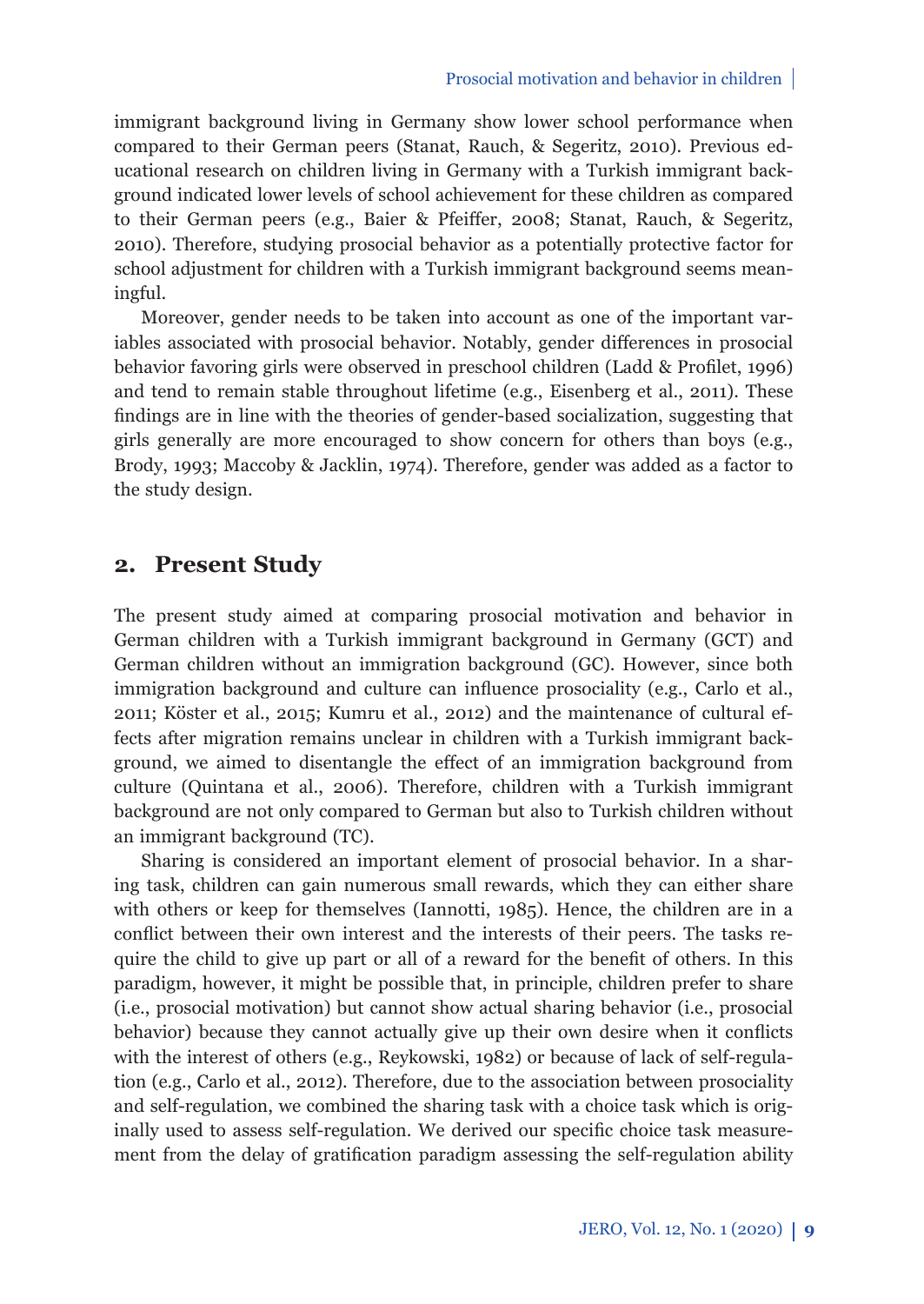immigrant background living in Germany show lower school performance when compared to their German peers (Stanat, Rauch, & Segeritz, 2010). Previous educational research on children living in Germany with a Turkish immigrant background indicated lower levels of school achievement for these children as compared to their German peers (e.g., Baier & Pfeiffer, 2008; Stanat, Rauch, & Segeritz, 2010). Therefore, studying prosocial behavior as a potentially protective factor for school adjustment for children with a Turkish immigrant background seems meaningful.

Moreover, gender needs to be taken into account as one of the important variables associated with prosocial behavior. Notably, gender differences in prosocial behavior favoring girls were observed in preschool children (Ladd & Profilet, 1996) and tend to remain stable throughout lifetime (e.g., Eisenberg et al., 2011). These findings are in line with the theories of gender-based socialization, suggesting that girls generally are more encouraged to show concern for others than boys (e.g., Brody, 1993; Maccoby & Jacklin, 1974). Therefore, gender was added as a factor to the study design.

## 2. Present Study

The present study aimed at comparing prosocial motivation and behavior in German children with a Turkish immigrant background in Germany (GCT) and German children without an immigration background (GC). However, since both immigration background and culture can influence prosociality (e.g., Carlo et al., 2011; Köster et al., 2015; Kumru et al., 2012) and the maintenance of cultural effects after migration remains unclear in children with a Turkish immigrant background, we aimed to disentangle the effect of an immigration background from culture (Quintana et al., 2006). Therefore, children with a Turkish immigrant background are not only compared to German but also to Turkish children without an immigrant background (TC).

Sharing is considered an important element of prosocial behavior. In a sharing task, children can gain numerous small rewards, which they can either share with others or keep for themselves (Iannotti, 1985). Hence, the children are in a conflict between their own interest and the interests of their peers. The tasks require the child to give up part or all of a reward for the benefit of others. In this paradigm, however, it might be possible that, in principle, children prefer to share (i.e., prosocial motivation) but cannot show actual sharing behavior (i.e., prosocial behavior) because they cannot actually give up their own desire when it conflicts with the interest of others (e.g., Reykowski, 1982) or because of lack of self-regulation (e.g., Carlo et al., 2012). Therefore, due to the association between prosociality and self-regulation, we combined the sharing task with a choice task which is originally used to assess self-regulation. We derived our specific choice task measurement from the delay of gratification paradigm assessing the self-regulation ability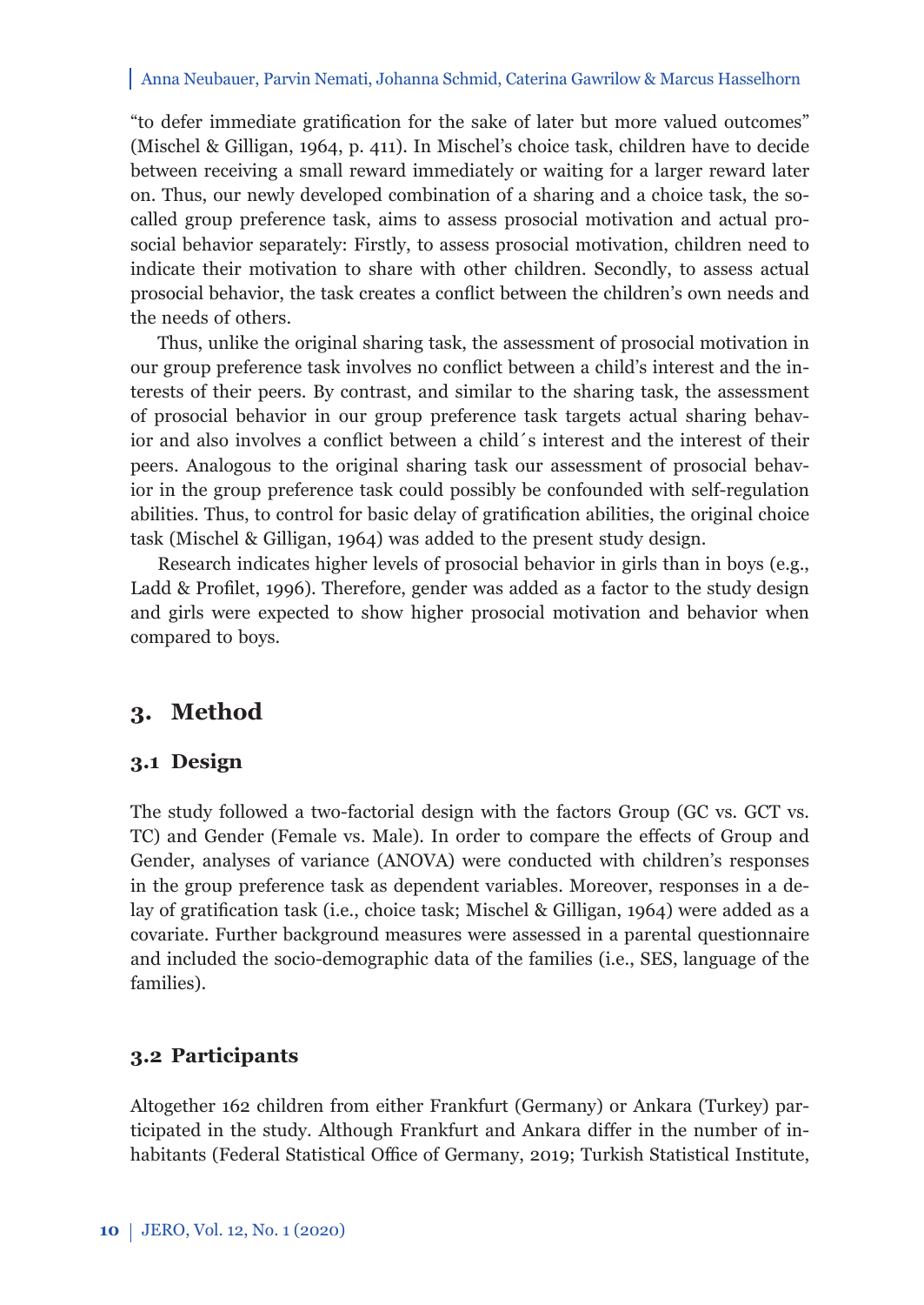"to defer immediate gratification for the sake of later but more valued outcomes" (Mischel & Gilligan, 1964, p. 411). In Mischel's choice task, children have to decide between receiving a small reward immediately or waiting for a larger reward later on. Thus, our newly developed combination of a sharing and a choice task, the so-called group preference task, aims to assess prosocial motivation and actual prosocial behavior separately: Firstly, to assess prosocial motivation, children need to indicate their motivation to share with other children. Secondly, to assess actual prosocial behavior, the task creates a conflict between the children's own needs and the needs of others.

Thus, unlike the original sharing task, the assessment of prosocial motivation in our group preference task involves no conflict between a child's interest and the interests of their peers. By contrast, and similar to the sharing task, the assessment of prosocial behavior in our group preference task targets actual sharing behavior and also involves a conflict between a child´s interest and the interest of their peers. Analogous to the original sharing task our assessment of prosocial behavior in the group preference task could possibly be confounded with self-regulation abilities. Thus, to control for basic delay of gratification abilities, the original choice task (Mischel & Gilligan, 1964) was added to the present study design.

Research indicates higher levels of prosocial behavior in girls than in boys (e.g., Ladd & Profilet, 1996). Therefore, gender was added as a factor to the study design and girls were expected to show higher prosocial motivation and behavior when compared to boys.

# 3. Method

## 3.1 Design

The study followed a two-factorial design with the factors Group (GC vs. GCT vs. TC) and Gender (Female vs. Male). In order to compare the effects of Group and Gender, analyses of variance (ANOVA) were conducted with children's responses in the group preference task as dependent variables. Moreover, responses in a delay of gratification task (i.e., choice task; Mischel & Gilligan, 1964) were added as a covariate. Further background measures were assessed in a parental questionnaire and included the socio-demographic data of the families (i.e., SES, language of the families).

## 3.2 Participants

Altogether 162 children from either Frankfurt (Germany) or Ankara (Turkey) participated in the study. Although Frankfurt and Ankara differ in the number of inhabitants (Federal Statistical Office of Germany, 2019; Turkish Statistical Institute,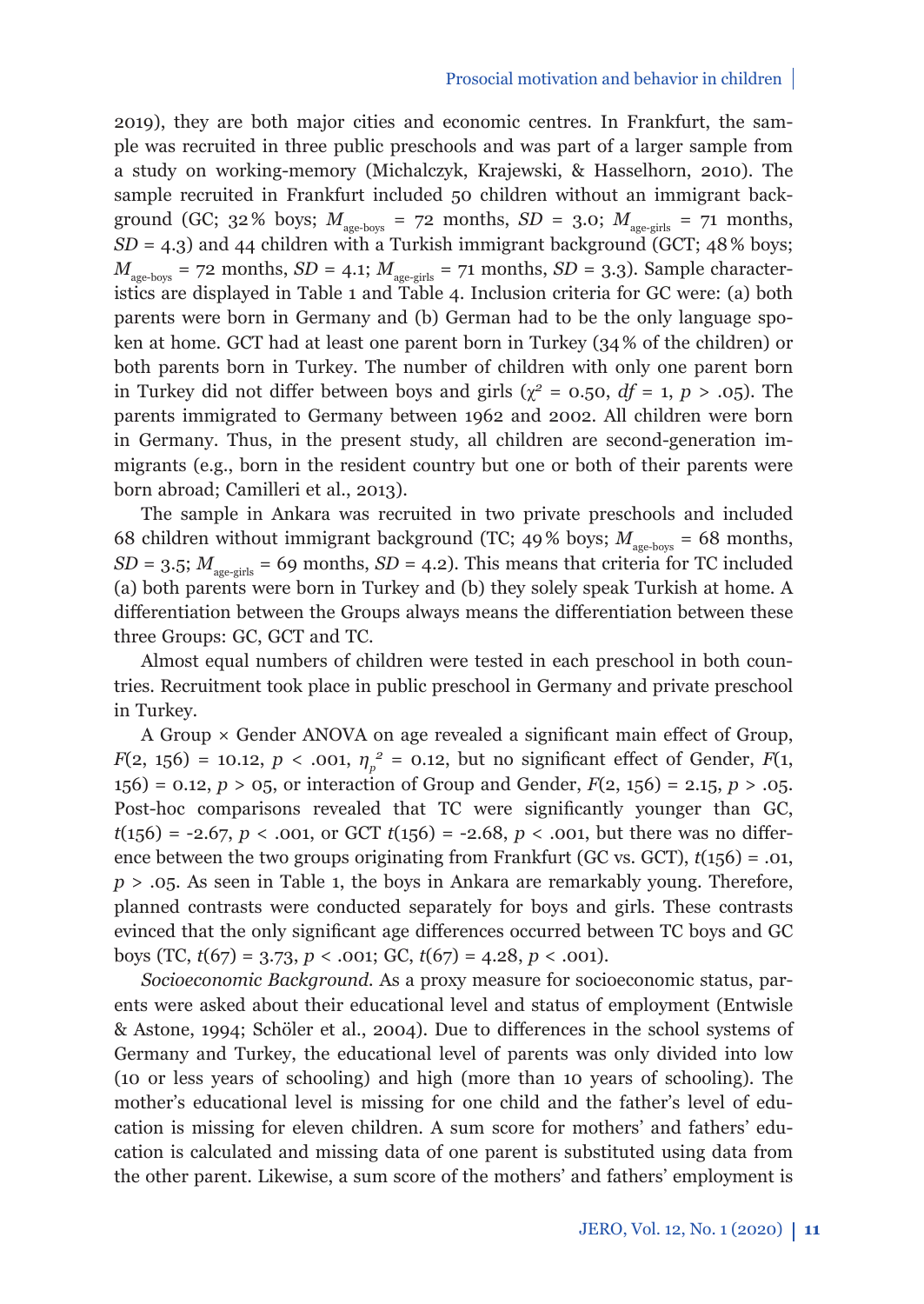2019), they are both major cities and economic centres. In Frankfurt, the sample was recruited in three public preschools and was part of a larger sample from a study on working-memory (Michalczyk, Krajewski, & Hasselhorn, 2010). The sample recruited in Frankfurt included 50 children without an immigrant background (GC; 32 % boys; $M_{age\text{-}boys}$ = 72 months, $SD$ = 3.0; $M_{age\text{-}girls}$ = 71 months, $SD$ = 4.3) and 44 children with a Turkish immigrant background (GCT; 48 % boys; $M_{age\text{-}boys}$ = 72 months, $SD$ = 4.1; $M_{age\text{-}girls}$ = 71 months, $SD$ = 3.3). Sample characteristics are displayed in Table 1 and Table 4. Inclusion criteria for GC were: (a) both parents were born in Germany and (b) German had to be the only language spoken at home. GCT had at least one parent born in Turkey (34 % of the children) or both parents born in Turkey. The number of children with only one parent born in Turkey did not differ between boys and girls ($\chi^2$ = 0.50, $df$ = 1, $p$ > .05). The parents immigrated to Germany between 1962 and 2002. All children were born in Germany. Thus, in the present study, all children are second-generation immigrants (e.g., born in the resident country but one or both of their parents were born abroad; Camilleri et al., 2013).

The sample in Ankara was recruited in two private preschools and included 68 children without immigrant background (TC; 49 % boys; $M_{age\text{-}boys}$ = 68 months, $SD$ = 3.5; $M_{age\text{-}girls}$ = 69 months, $SD$ = 4.2). This means that criteria for TC included (a) both parents were born in Turkey and (b) they solely speak Turkish at home. A differentiation between the Groups always means the differentiation between these three Groups: GC, GCT and TC.

Almost equal numbers of children were tested in each preschool in both countries. Recruitment took place in public preschool in Germany and private preschool in Turkey.

A Group × Gender ANOVA on age revealed a significant main effect of Group, $F$(2, 156) = 10.12, $p$ < .001, $\eta_p^2$ = 0.12, but no significant effect of Gender, $F$(1, 156) = 0.12, $p$ > 05, or interaction of Group and Gender, $F$(2, 156) = 2.15, $p$ > .05. Post-hoc comparisons revealed that TC were significantly younger than GC, $t$(156) = -2.67, $p$ < .001, or GCT $t$(156) = -2.68, $p$ < .001, but there was no difference between the two groups originating from Frankfurt (GC vs. GCT), $t$(156) = .01, $p$ > .05. As seen in Table 1, the boys in Ankara are remarkably young. Therefore, planned contrasts were conducted separately for boys and girls. These contrasts evinced that the only significant age differences occurred between TC boys and GC boys (TC, $t$(67) = 3.73, $p$ < .001; GC, $t$(67) = 4.28, $p$ < .001).

*Socioeconomic Background.* As a proxy measure for socioeconomic status, parents were asked about their educational level and status of employment (Entwisle & Astone, 1994; Schöler et al., 2004). Due to differences in the school systems of Germany and Turkey, the educational level of parents was only divided into low (10 or less years of schooling) and high (more than 10 years of schooling). The mother's educational level is missing for one child and the father's level of education is missing for eleven children. A sum score for mothers' and fathers' education is calculated and missing data of one parent is substituted using data from the other parent. Likewise, a sum score of the mothers' and fathers' employment is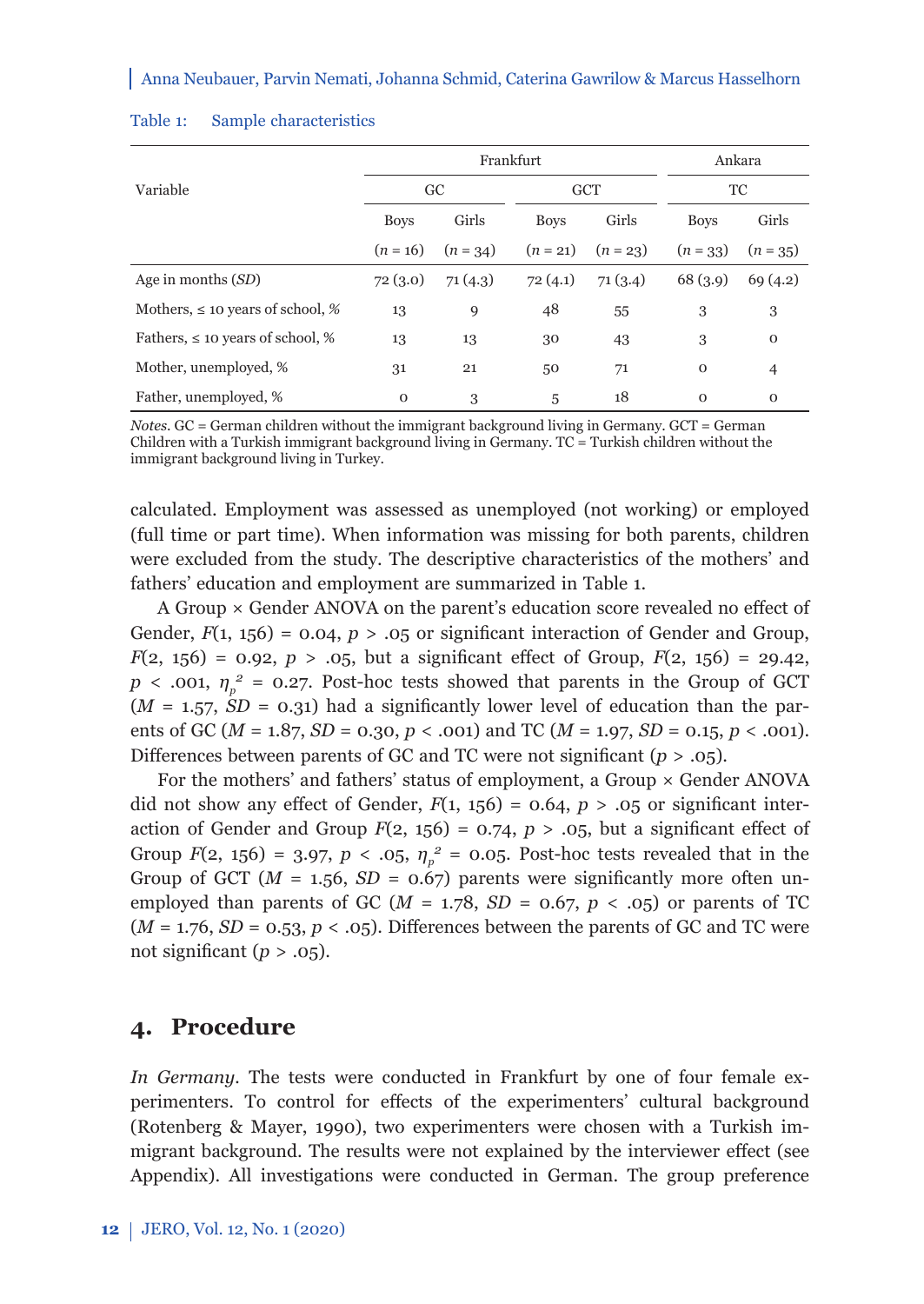Table 1: Sample characteristics

| Variable | Frankfurt | | | | Ankara | |
|---|---|---|---|---|---|---|
| | GC | | GCT | | TC | |
| | Boys | Girls | Boys | Girls | Boys | Girls |
| | ($n$ = 16) | ($n$ = 34) | ($n$ = 21) | ($n$ = 23) | ($n$ = 33) | ($n$ = 35) |
| Age in months (*SD*) | 72 (3.0) | 71 (4.3) | 72 (4.1) | 71 (3.4) | 68 (3.9) | 69 (4.2) |
| Mothers, ≤ 10 years of school, % | 13 | 9 | 48 | 55 | 3 | 3 |
| Fathers, ≤ 10 years of school, % | 13 | 13 | 30 | 43 | 3 | 0 |
| Mother, unemployed, % | 31 | 21 | 50 | 71 | 0 | 4 |
| Father, unemployed, % | 0 | 3 | 5 | 18 | 0 | 0 |

*Notes.* GC = German children without the immigrant background living in Germany. GCT = German Children with a Turkish immigrant background living in Germany. TC = Turkish children without the immigrant background living in Turkey.

calculated. Employment was assessed as unemployed (not working) or employed (full time or part time). When information was missing for both parents, children were excluded from the study. The descriptive characteristics of the mothers' and fathers' education and employment are summarized in Table 1.

A Group × Gender ANOVA on the parent's education score revealed no effect of Gender, $F(1, 156) = 0.04$, $p > .05$ or significant interaction of Gender and Group, $F(2, 156) = 0.92$, $p > .05$, but a significant effect of Group, $F(2, 156) = 29.42$, $p < .001$, $\eta_p^2 = 0.27$. Post-hoc tests showed that parents in the Group of GCT ($M = 1.57$, $SD = 0.31$) had a significantly lower level of education than the parents of GC ($M = 1.87$, $SD = 0.30$, $p < .001$) and TC ($M = 1.97$, $SD = 0.15$, $p < .001$). Differences between parents of GC and TC were not significant ($p > .05$).

For the mothers' and fathers' status of employment, a Group × Gender ANOVA did not show any effect of Gender, $F(1, 156) = 0.64$, $p > .05$ or significant interaction of Gender and Group $F(2, 156) = 0.74$, $p > .05$, but a significant effect of Group $F(2, 156) = 3.97$, $p < .05$, $\eta_p^2 = 0.05$. Post-hoc tests revealed that in the Group of GCT ($M = 1.56$, $SD = 0.67$) parents were significantly more often unemployed than parents of GC ($M = 1.78$, $SD = 0.67$, $p < .05$) or parents of TC ($M = 1.76$, $SD = 0.53$, $p < .05$). Differences between the parents of GC and TC were not significant ($p > .05$).

## 4. Procedure

*In Germany*. The tests were conducted in Frankfurt by one of four female experimenters. To control for effects of the experimenters' cultural background (Rotenberg & Mayer, 1990), two experimenters were chosen with a Turkish immigrant background. The results were not explained by the interviewer effect (see Appendix). All investigations were conducted in German. The group preference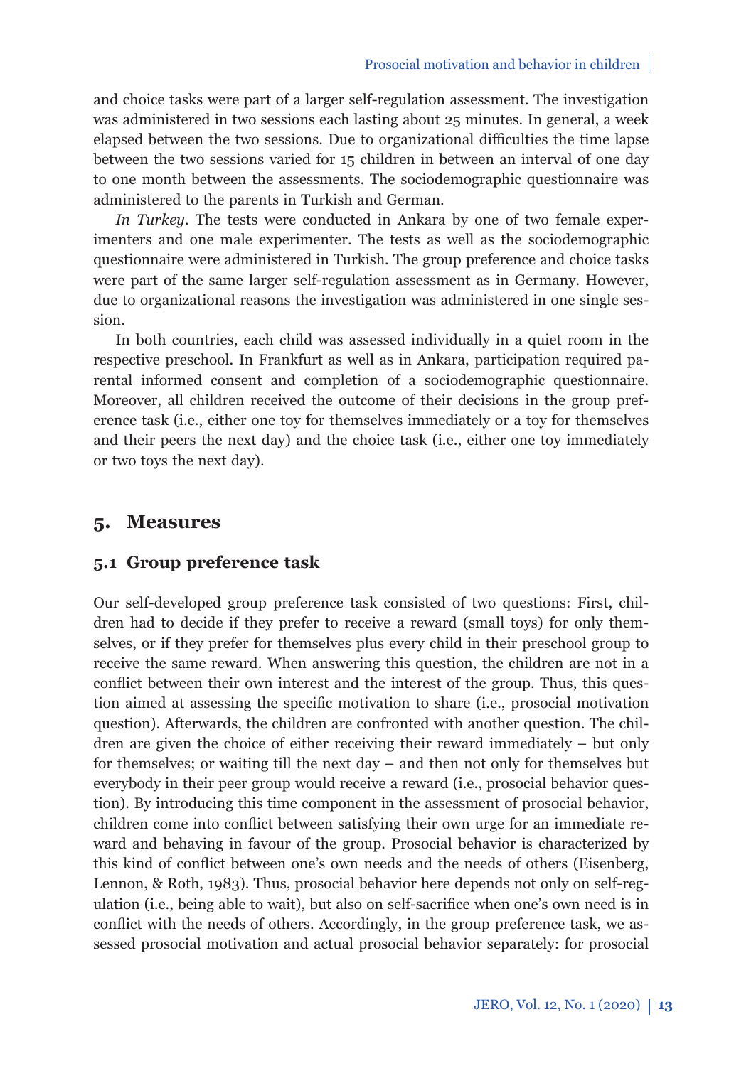and choice tasks were part of a larger self-regulation assessment. The investigation was administered in two sessions each lasting about 25 minutes. In general, a week elapsed between the two sessions. Due to organizational difficulties the time lapse between the two sessions varied for 15 children in between an interval of one day to one month between the assessments. The sociodemographic questionnaire was administered to the parents in Turkish and German.

*In Turkey*. The tests were conducted in Ankara by one of two female experimenters and one male experimenter. The tests as well as the sociodemographic questionnaire were administered in Turkish. The group preference and choice tasks were part of the same larger self-regulation assessment as in Germany. However, due to organizational reasons the investigation was administered in one single session.

In both countries, each child was assessed individually in a quiet room in the respective preschool. In Frankfurt as well as in Ankara, participation required parental informed consent and completion of a sociodemographic questionnaire. Moreover, all children received the outcome of their decisions in the group preference task (i.e., either one toy for themselves immediately or a toy for themselves and their peers the next day) and the choice task (i.e., either one toy immediately or two toys the next day).

## 5. Measures

### 5.1 Group preference task

Our self-developed group preference task consisted of two questions: First, children had to decide if they prefer to receive a reward (small toys) for only themselves, or if they prefer for themselves plus every child in their preschool group to receive the same reward. When answering this question, the children are not in a conflict between their own interest and the interest of the group. Thus, this question aimed at assessing the specific motivation to share (i.e., prosocial motivation question). Afterwards, the children are confronted with another question. The children are given the choice of either receiving their reward immediately – but only for themselves; or waiting till the next day – and then not only for themselves but everybody in their peer group would receive a reward (i.e., prosocial behavior question). By introducing this time component in the assessment of prosocial behavior, children come into conflict between satisfying their own urge for an immediate reward and behaving in favour of the group. Prosocial behavior is characterized by this kind of conflict between one's own needs and the needs of others (Eisenberg, Lennon, & Roth, 1983). Thus, prosocial behavior here depends not only on self-regulation (i.e., being able to wait), but also on self-sacrifice when one's own need is in conflict with the needs of others. Accordingly, in the group preference task, we assessed prosocial motivation and actual prosocial behavior separately: for prosocial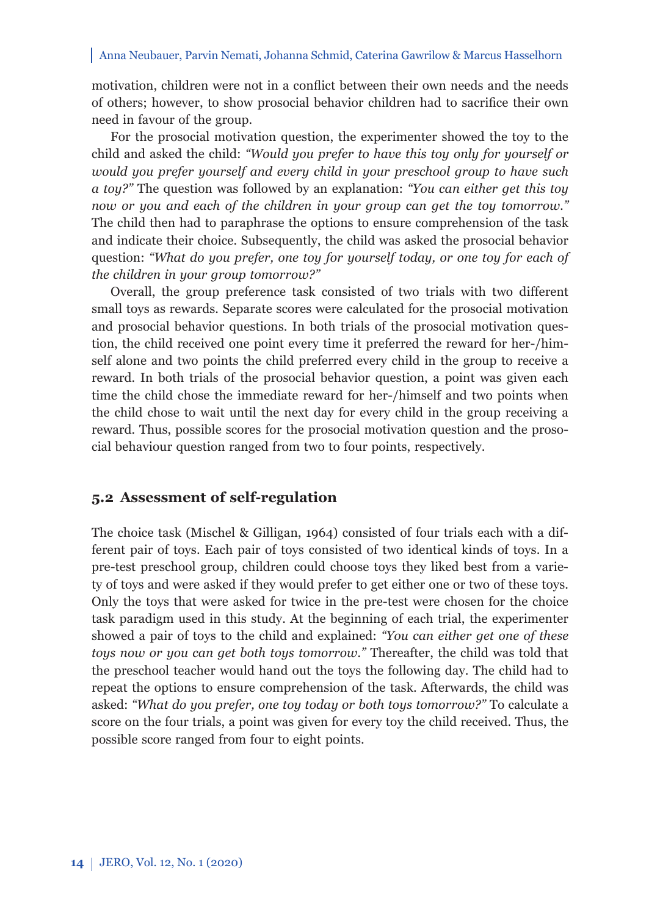motivation, children were not in a conflict between their own needs and the needs of others; however, to show prosocial behavior children had to sacrifice their own need in favour of the group.

For the prosocial motivation question, the experimenter showed the toy to the child and asked the child: *"Would you prefer to have this toy only for yourself or would you prefer yourself and every child in your preschool group to have such a toy?"* The question was followed by an explanation: *"You can either get this toy now or you and each of the children in your group can get the toy tomorrow."* The child then had to paraphrase the options to ensure comprehension of the task and indicate their choice. Subsequently, the child was asked the prosocial behavior question: *"What do you prefer, one toy for yourself today, or one toy for each of the children in your group tomorrow?"*

Overall, the group preference task consisted of two trials with two different small toys as rewards. Separate scores were calculated for the prosocial motivation and prosocial behavior questions. In both trials of the prosocial motivation question, the child received one point every time it preferred the reward for her-/himself alone and two points the child preferred every child in the group to receive a reward. In both trials of the prosocial behavior question, a point was given each time the child chose the immediate reward for her-/himself and two points when the child chose to wait until the next day for every child in the group receiving a reward. Thus, possible scores for the prosocial motivation question and the prosocial behaviour question ranged from two to four points, respectively.

## 5.2 Assessment of self-regulation

The choice task (Mischel & Gilligan, 1964) consisted of four trials each with a different pair of toys. Each pair of toys consisted of two identical kinds of toys. In a pre-test preschool group, children could choose toys they liked best from a variety of toys and were asked if they would prefer to get either one or two of these toys. Only the toys that were asked for twice in the pre-test were chosen for the choice task paradigm used in this study. At the beginning of each trial, the experimenter showed a pair of toys to the child and explained: *"You can either get one of these toys now or you can get both toys tomorrow."* Thereafter, the child was told that the preschool teacher would hand out the toys the following day. The child had to repeat the options to ensure comprehension of the task. Afterwards, the child was asked: *"What do you prefer, one toy today or both toys tomorrow?"* To calculate a score on the four trials, a point was given for every toy the child received. Thus, the possible score ranged from four to eight points.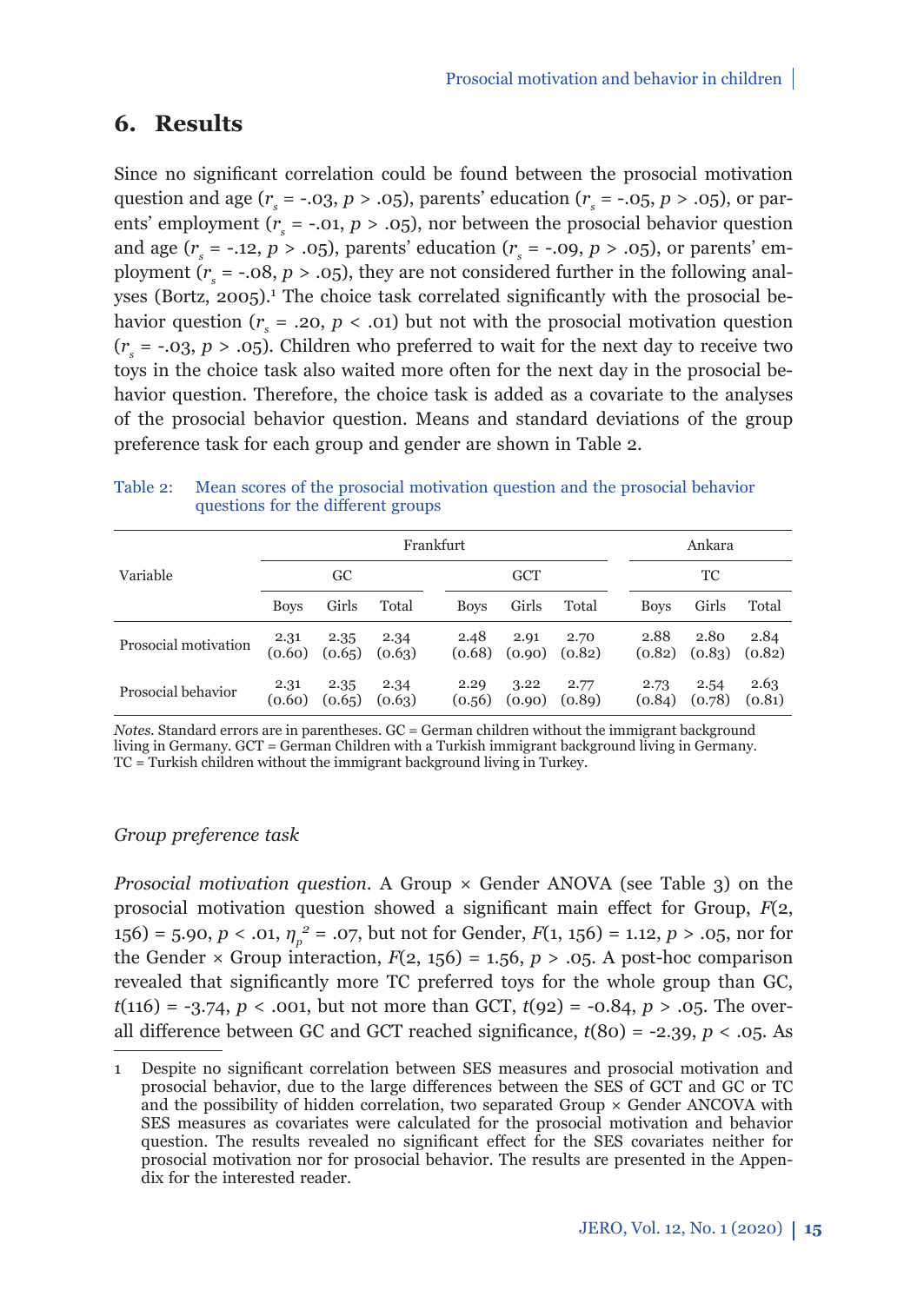## 6. Results

Since no significant correlation could be found between the prosocial motivation question and age ($r_s$ = -.03, $p$ > .05), parents' education ($r_s$ = -.05, $p$ > .05), or parents' employment ($r_s$ = -.01, $p$ > .05), nor between the prosocial behavior question and age ($r_s$ = -.12, $p$ > .05), parents' education ($r_s$ = -.09, $p$ > .05), or parents' employment ($r_s$ = -.08, $p$ > .05), they are not considered further in the following analyses (Bortz, 2005).[1] The choice task correlated significantly with the prosocial behavior question ($r_s$ = .20, $p$ < .01) but not with the prosocial motivation question ($r_s$ = -.03, $p$ > .05). Children who preferred to wait for the next day to receive two toys in the choice task also waited more often for the next day in the prosocial behavior question. Therefore, the choice task is added as a covariate to the analyses of the prosocial behavior question. Means and standard deviations of the group preference task for each group and gender are shown in Table 2.

Table 2: Mean scores of the prosocial motivation question and the prosocial behavior questions for the different groups

| Variable | Frankfurt | | | | | | Ankara | | |
|---|---|---|---|---|---|---|---|---|---|
| | GC | | | GCT | | | TC | | |
| | Boys | Girls | Total | Boys | Girls | Total | Boys | Girls | Total |
| Prosocial motivation | 2.31 (0.60) | 2.35 (0.65) | 2.34 (0.63) | 2.48 (0.68) | 2.91 (0.90) | 2.70 (0.82) | 2.88 (0.82) | 2.80 (0.83) | 2.84 (0.82) |
| Prosocial behavior | 2.31 (0.60) | 2.35 (0.65) | 2.34 (0.63) | 2.29 (0.56) | 3.22 (0.90) | 2.77 (0.89) | 2.73 (0.84) | 2.54 (0.78) | 2.63 (0.81) |

*Notes.* Standard errors are in parentheses. GC = German children without the immigrant background living in Germany. GCT = German Children with a Turkish immigrant background living in Germany. TC = Turkish children without the immigrant background living in Turkey.

*Group preference task*

*Prosocial motivation question.* A Group × Gender ANOVA (see Table 3) on the prosocial motivation question showed a significant main effect for Group, $F$(2, 156) = 5.90, $p$ < .01, $\eta_p^2$ = .07, but not for Gender, $F$(1, 156) = 1.12, $p$ > .05, nor for the Gender × Group interaction, $F$(2, 156) = 1.56, $p$ > .05. A post-hoc comparison revealed that significantly more TC preferred toys for the whole group than GC, $t$(116) = -3.74, $p$ < .001, but not more than GCT, $t$(92) = -0.84, $p$ > .05. The overall difference between GC and GCT reached significance, $t$(80) = -2.39, $p$ < .05. As

[1] Despite no significant correlation between SES measures and prosocial motivation and prosocial behavior, due to the large differences between the SES of GCT and GC or TC and the possibility of hidden correlation, two separated Group × Gender ANCOVA with SES measures as covariates were calculated for the prosocial motivation and behavior question. The results revealed no significant effect for the SES covariates neither for prosocial motivation nor for prosocial behavior. The results are presented in the Appendix for the interested reader.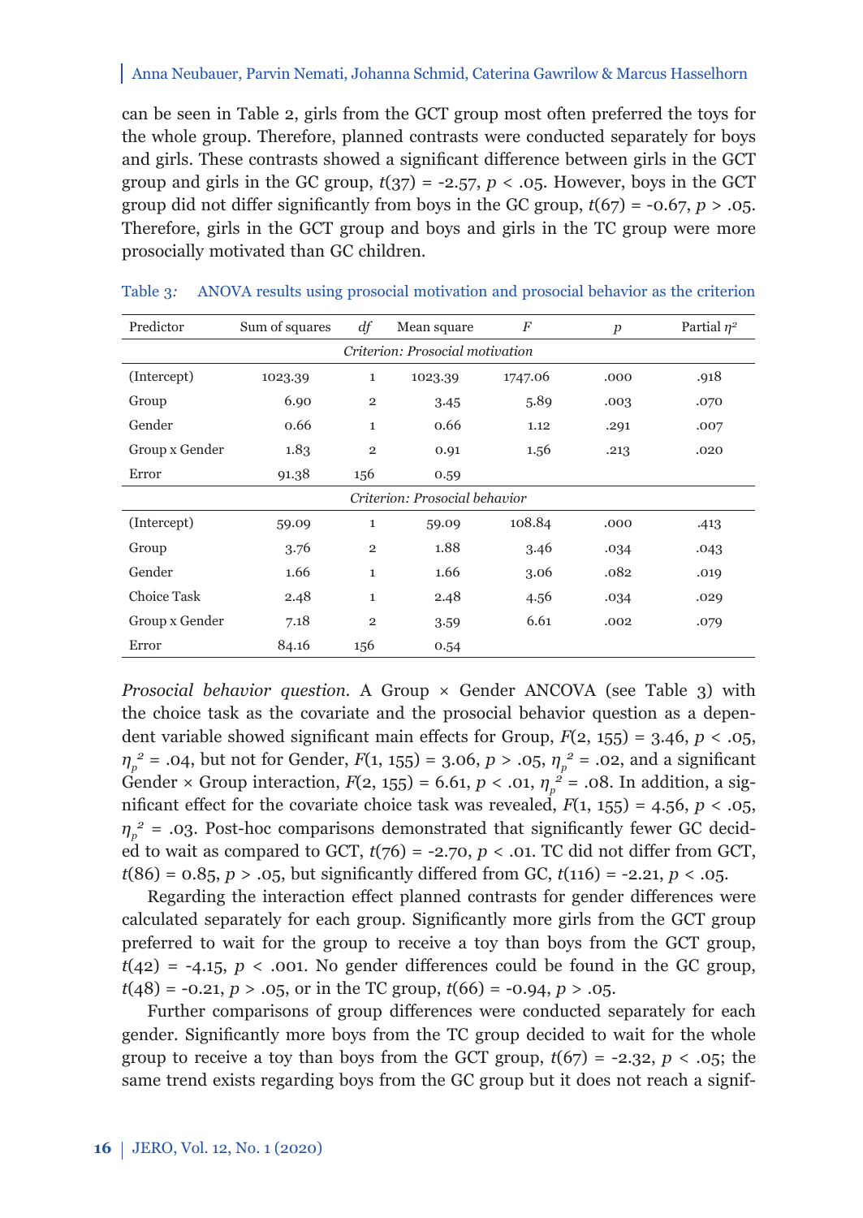can be seen in Table 2, girls from the GCT group most often preferred the toys for the whole group. Therefore, planned contrasts were conducted separately for boys and girls. These contrasts showed a significant difference between girls in the GCT group and girls in the GC group, $t(37) = -2.57$, $p < .05$. However, boys in the GCT group did not differ significantly from boys in the GC group, $t(67) = -0.67$, $p > .05$. Therefore, girls in the GCT group and boys and girls in the TC group were more prosocially motivated than GC children.

Table 3: ANOVA results using prosocial motivation and prosocial behavior as the criterion

| Predictor | Sum of squares | *df* | Mean square | *F* | *p* | Partial $\eta^2$ |
|---|---|---|---|---|---|---|
| *Criterion: Prosocial motivation* | | | | | | |
| (Intercept) | 1023.39 | 1 | 1023.39 | 1747.06 | .000 | .918 |
| Group | 6.90 | 2 | 3.45 | 5.89 | .003 | .070 |
| Gender | 0.66 | 1 | 0.66 | 1.12 | .291 | .007 |
| Group x Gender | 1.83 | 2 | 0.91 | 1.56 | .213 | .020 |
| Error | 91.38 | 156 | 0.59 | | | |
| *Criterion: Prosocial behavior* | | | | | | |
| (Intercept) | 59.09 | 1 | 59.09 | 108.84 | .000 | .413 |
| Group | 3.76 | 2 | 1.88 | 3.46 | .034 | .043 |
| Gender | 1.66 | 1 | 1.66 | 3.06 | .082 | .019 |
| Choice Task | 2.48 | 1 | 2.48 | 4.56 | .034 | .029 |
| Group x Gender | 7.18 | 2 | 3.59 | 6.61 | .002 | .079 |
| Error | 84.16 | 156 | 0.54 | | | |

*Prosocial behavior question.* A Group × Gender ANCOVA (see Table 3) with the choice task as the covariate and the prosocial behavior question as a dependent variable showed significant main effects for Group, $F(2, 155) = 3.46$, $p < .05$, $\eta_p^2 = .04$, but not for Gender, $F(1, 155) = 3.06$, $p > .05$, $\eta_p^2 = .02$, and a significant Gender × Group interaction, $F(2, 155) = 6.61$, $p < .01$, $\eta_p^2 = .08$. In addition, a significant effect for the covariate choice task was revealed, $F(1, 155) = 4.56$, $p < .05$, $\eta_p^2 = .03$. Post-hoc comparisons demonstrated that significantly fewer GC decided to wait as compared to GCT, $t(76) = -2.70$, $p < .01$. TC did not differ from GCT, $t(86) = 0.85$, $p > .05$, but significantly differed from GC, $t(116) = -2.21$, $p < .05$.

Regarding the interaction effect planned contrasts for gender differences were calculated separately for each group. Significantly more girls from the GCT group preferred to wait for the group to receive a toy than boys from the GCT group, $t(42) = -4.15$, $p < .001$. No gender differences could be found in the GC group, $t(48) = -0.21$, $p > .05$, or in the TC group, $t(66) = -0.94$, $p > .05$.

Further comparisons of group differences were conducted separately for each gender. Significantly more boys from the TC group decided to wait for the whole group to receive a toy than boys from the GCT group, $t(67) = -2.32$, $p < .05$; the same trend exists regarding boys from the GC group but it does not reach a signif-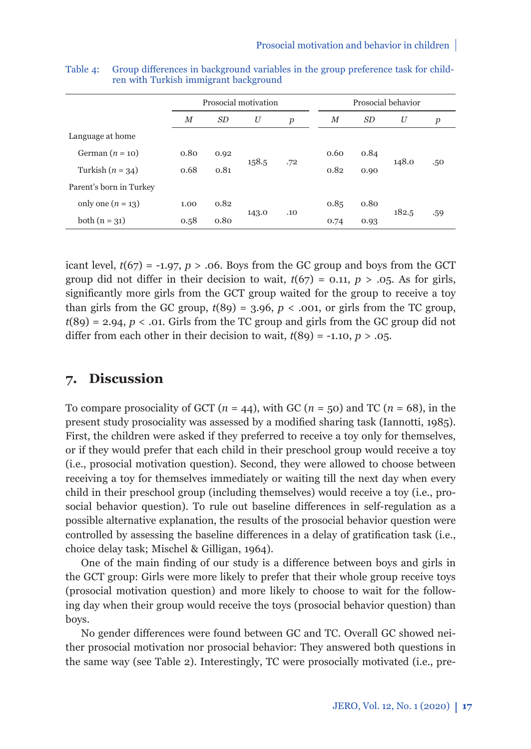Table 4: Group differences in background variables in the group preference task for children with Turkish immigrant background

| | Prosocial motivation | | | | Prosocial behavior | | | |
|---|---|---|---|---|---|---|---|---|
| | *M* | *SD* | *U* | *p* | *M* | *SD* | *U* | *p* |
| Language at home | | | | | | | | |
| German ($n$ = 10) | 0.80 | 0.92 | 158.5 | .72 | 0.60 | 0.84 | 148.0 | .50 |
| Turkish ($n$ = 34) | 0.68 | 0.81 | | | 0.82 | 0.90 | | |
| Parent's born in Turkey | | | | | | | | |
| only one ($n$ = 13) | 1.00 | 0.82 | 143.0 | .10 | 0.85 | 0.80 | 182.5 | .59 |
| both (n = 31) | 0.58 | 0.80 | | | 0.74 | 0.93 | | |

icant level, $t(67) = -1.97$, $p > .06$. Boys from the GC group and boys from the GCT group did not differ in their decision to wait, $t(67) = 0.11$, $p > .05$. As for girls, significantly more girls from the GCT group waited for the group to receive a toy than girls from the GC group, $t(89) = 3.96$, $p < .001$, or girls from the TC group, $t(89) = 2.94$, $p < .01$. Girls from the TC group and girls from the GC group did not differ from each other in their decision to wait, $t(89) = -1.10$, $p > .05$.

## 7. Discussion

To compare prosociality of GCT ($n$ = 44), with GC ($n$ = 50) and TC ($n$ = 68), in the present study prosociality was assessed by a modified sharing task (Iannotti, 1985). First, the children were asked if they preferred to receive a toy only for themselves, or if they would prefer that each child in their preschool group would receive a toy (i.e., prosocial motivation question). Second, they were allowed to choose between receiving a toy for themselves immediately or waiting till the next day when every child in their preschool group (including themselves) would receive a toy (i.e., prosocial behavior question). To rule out baseline differences in self-regulation as a possible alternative explanation, the results of the prosocial behavior question were controlled by assessing the baseline differences in a delay of gratification task (i.e., choice delay task; Mischel & Gilligan, 1964).

One of the main finding of our study is a difference between boys and girls in the GCT group: Girls were more likely to prefer that their whole group receive toys (prosocial motivation question) and more likely to choose to wait for the following day when their group would receive the toys (prosocial behavior question) than boys.

No gender differences were found between GC and TC. Overall GC showed neither prosocial motivation nor prosocial behavior: They answered both questions in the same way (see Table 2). Interestingly, TC were prosocially motivated (i.e., pre-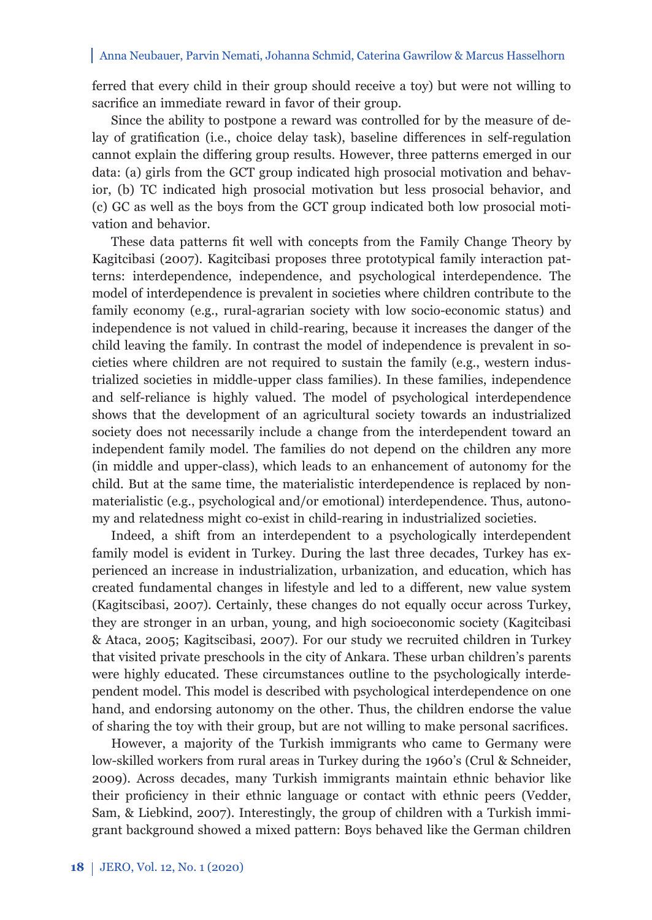ferred that every child in their group should receive a toy) but were not willing to sacrifice an immediate reward in favor of their group.

Since the ability to postpone a reward was controlled for by the measure of delay of gratification (i.e., choice delay task), baseline differences in self-regulation cannot explain the differing group results. However, three patterns emerged in our data: (a) girls from the GCT group indicated high prosocial motivation and behavior, (b) TC indicated high prosocial motivation but less prosocial behavior, and (c) GC as well as the boys from the GCT group indicated both low prosocial motivation and behavior.

These data patterns fit well with concepts from the Family Change Theory by Kagitcibasi (2007). Kagitcibasi proposes three prototypical family interaction patterns: interdependence, independence, and psychological interdependence. The model of interdependence is prevalent in societies where children contribute to the family economy (e.g., rural-agrarian society with low socio-economic status) and independence is not valued in child-rearing, because it increases the danger of the child leaving the family. In contrast the model of independence is prevalent in societies where children are not required to sustain the family (e.g., western industrialized societies in middle-upper class families). In these families, independence and self-reliance is highly valued. The model of psychological interdependence shows that the development of an agricultural society towards an industrialized society does not necessarily include a change from the interdependent toward an independent family model. The families do not depend on the children any more (in middle and upper-class), which leads to an enhancement of autonomy for the child. But at the same time, the materialistic interdependence is replaced by non-materialistic (e.g., psychological and/or emotional) interdependence. Thus, autonomy and relatedness might co-exist in child-rearing in industrialized societies.

Indeed, a shift from an interdependent to a psychologically interdependent family model is evident in Turkey. During the last three decades, Turkey has experienced an increase in industrialization, urbanization, and education, which has created fundamental changes in lifestyle and led to a different, new value system (Kagitscibasi, 2007). Certainly, these changes do not equally occur across Turkey, they are stronger in an urban, young, and high socioeconomic society (Kagitscibasi & Ataca, 2005; Kagitscibasi, 2007). For our study we recruited children in Turkey that visited private preschools in the city of Ankara. These urban children's parents were highly educated. These circumstances outline to the psychologically interdependent model. This model is described with psychological interdependence on one hand, and endorsing autonomy on the other. Thus, the children endorse the value of sharing the toy with their group, but are not willing to make personal sacrifices.

However, a majority of the Turkish immigrants who came to Germany were low-skilled workers from rural areas in Turkey during the 1960's (Crul & Schneider, 2009). Across decades, many Turkish immigrants maintain ethnic behavior like their proficiency in their ethnic language or contact with ethnic peers (Vedder, Sam, & Liebkind, 2007). Interestingly, the group of children with a Turkish immigrant background showed a mixed pattern: Boys behaved like the German children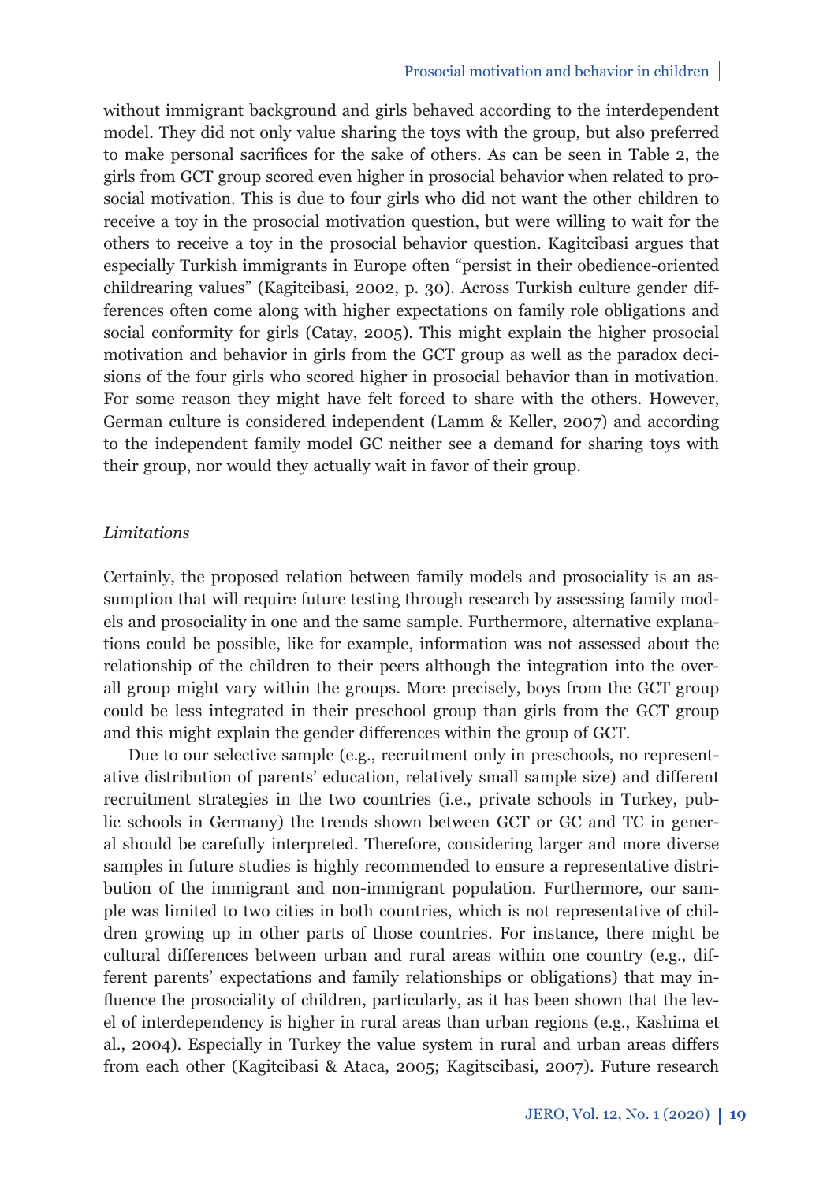without immigrant background and girls behaved according to the interdependent model. They did not only value sharing the toys with the group, but also preferred to make personal sacrifices for the sake of others. As can be seen in Table 2, the girls from GCT group scored even higher in prosocial behavior when related to prosocial motivation. This is due to four girls who did not want the other children to receive a toy in the prosocial motivation question, but were willing to wait for the others to receive a toy in the prosocial behavior question. Kagitcibasi argues that especially Turkish immigrants in Europe often "persist in their obedience-oriented childrearing values" (Kagitcibasi, 2002, p. 30). Across Turkish culture gender differences often come along with higher expectations on family role obligations and social conformity for girls (Catay, 2005). This might explain the higher prosocial motivation and behavior in girls from the GCT group as well as the paradox decisions of the four girls who scored higher in prosocial behavior than in motivation. For some reason they might have felt forced to share with the others. However, German culture is considered independent (Lamm & Keller, 2007) and according to the independent family model GC neither see a demand for sharing toys with their group, nor would they actually wait in favor of their group.

*Limitations*

Certainly, the proposed relation between family models and prosociality is an assumption that will require future testing through research by assessing family models and prosociality in one and the same sample. Furthermore, alternative explanations could be possible, like for example, information was not assessed about the relationship of the children to their peers although the integration into the overall group might vary within the groups. More precisely, boys from the GCT group could be less integrated in their preschool group than girls from the GCT group and this might explain the gender differences within the group of GCT.

Due to our selective sample (e.g., recruitment only in preschools, no representative distribution of parents' education, relatively small sample size) and different recruitment strategies in the two countries (i.e., private schools in Turkey, public schools in Germany) the trends shown between GCT or GC and TC in general should be carefully interpreted. Therefore, considering larger and more diverse samples in future studies is highly recommended to ensure a representative distribution of the immigrant and non-immigrant population. Furthermore, our sample was limited to two cities in both countries, which is not representative of children growing up in other parts of those countries. For instance, there might be cultural differences between urban and rural areas within one country (e.g., different parents' expectations and family relationships or obligations) that may influence the prosociality of children, particularly, as it has been shown that the level of interdependency is higher in rural areas than urban regions (e.g., Kashima et al., 2004). Especially in Turkey the value system in rural and urban areas differs from each other (Kagitcibasi & Ataca, 2005; Kagitscibasi, 2007). Future research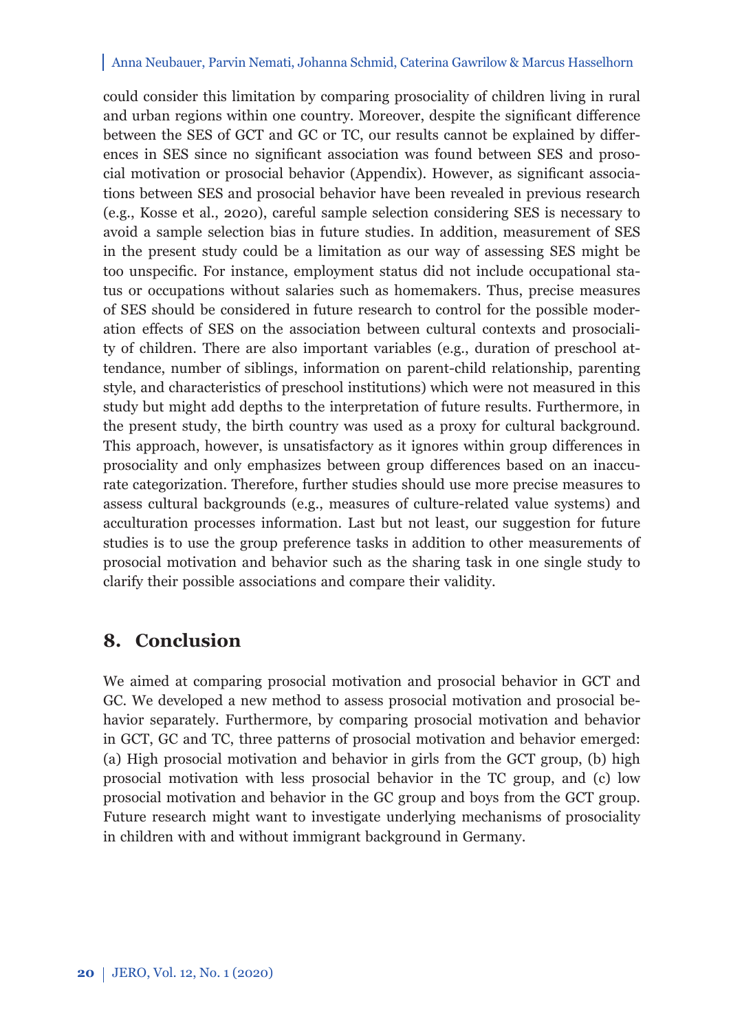could consider this limitation by comparing prosociality of children living in rural and urban regions within one country. Moreover, despite the significant difference between the SES of GCT and GC or TC, our results cannot be explained by differences in SES since no significant association was found between SES and prosocial motivation or prosocial behavior (Appendix). However, as significant associations between SES and prosocial behavior have been revealed in previous research (e.g., Kosse et al., 2020), careful sample selection considering SES is necessary to avoid a sample selection bias in future studies. In addition, measurement of SES in the present study could be a limitation as our way of assessing SES might be too unspecific. For instance, employment status did not include occupational status or occupations without salaries such as homemakers. Thus, precise measures of SES should be considered in future research to control for the possible moderation effects of SES on the association between cultural contexts and prosociality of children. There are also important variables (e.g., duration of preschool attendance, number of siblings, information on parent-child relationship, parenting style, and characteristics of preschool institutions) which were not measured in this study but might add depths to the interpretation of future results. Furthermore, in the present study, the birth country was used as a proxy for cultural background. This approach, however, is unsatisfactory as it ignores within group differences in prosociality and only emphasizes between group differences based on an inaccurate categorization. Therefore, further studies should use more precise measures to assess cultural backgrounds (e.g., measures of culture-related value systems) and acculturation processes information. Last but not least, our suggestion for future studies is to use the group preference tasks in addition to other measurements of prosocial motivation and behavior such as the sharing task in one single study to clarify their possible associations and compare their validity.

## 8. Conclusion

We aimed at comparing prosocial motivation and prosocial behavior in GCT and GC. We developed a new method to assess prosocial motivation and prosocial behavior separately. Furthermore, by comparing prosocial motivation and behavior in GCT, GC and TC, three patterns of prosocial motivation and behavior emerged: (a) High prosocial motivation and behavior in girls from the GCT group, (b) high prosocial motivation with less prosocial behavior in the TC group, and (c) low prosocial motivation and behavior in the GC group and boys from the GCT group. Future research might want to investigate underlying mechanisms of prosociality in children with and without immigrant background in Germany.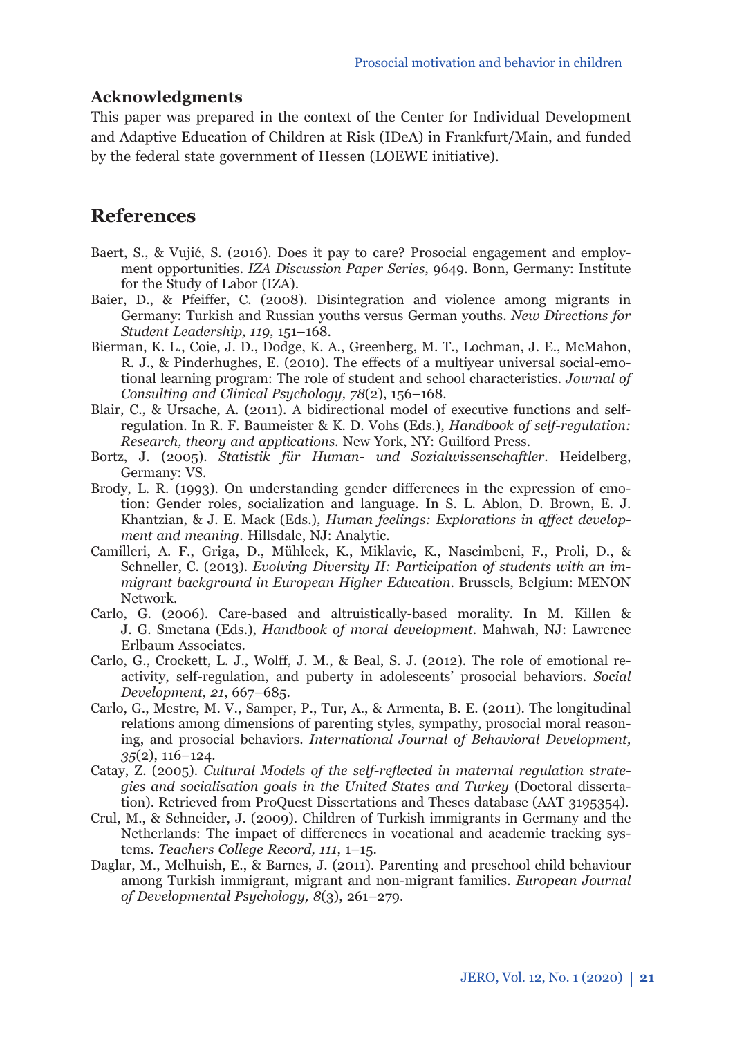## Acknowledgments

This paper was prepared in the context of the Center for Individual Development and Adaptive Education of Children at Risk (IDeA) in Frankfurt/Main, and funded by the federal state government of Hessen (LOEWE initiative).

## References

Baert, S., & Vujić, S. (2016). Does it pay to care? Prosocial engagement and employment opportunities. *IZA Discussion Paper Series*, 9649. Bonn, Germany: Institute for the Study of Labor (IZA).

Baier, D., & Pfeiffer, C. (2008). Disintegration and violence among migrants in Germany: Turkish and Russian youths versus German youths. *New Directions for Student Leadership, 119*, 151–168.

Bierman, K. L., Coie, J. D., Dodge, K. A., Greenberg, M. T., Lochman, J. E., McMahon, R. J., & Pinderhughes, E. (2010). The effects of a multiyear universal social-emotional learning program: The role of student and school characteristics. *Journal of Consulting and Clinical Psychology, 78*(2), 156–168.

Blair, C., & Ursache, A. (2011). A bidirectional model of executive functions and self-regulation. In R. F. Baumeister & K. D. Vohs (Eds.), *Handbook of self-regulation: Research, theory and applications*. New York, NY: Guilford Press.

Bortz, J. (2005). *Statistik für Human- und Sozialwissenschaftler*. Heidelberg, Germany: VS.

Brody, L. R. (1993). On understanding gender differences in the expression of emotion: Gender roles, socialization and language. In S. L. Ablon, D. Brown, E. J. Khantzian, & J. E. Mack (Eds.), *Human feelings: Explorations in affect development and meaning*. Hillsdale, NJ: Analytic.

Camilleri, A. F., Griga, D., Mühleck, K., Miklavic, K., Nascimbeni, F., Proli, D., & Schneller, C. (2013). *Evolving Diversity II: Participation of students with an immigrant background in European Higher Education*. Brussels, Belgium: MENON Network.

Carlo, G. (2006). Care-based and altruistically-based morality. In M. Killen & J. G. Smetana (Eds.), *Handbook of moral development*. Mahwah, NJ: Lawrence Erlbaum Associates.

Carlo, G., Crockett, L. J., Wolff, J. M., & Beal, S. J. (2012). The role of emotional reactivity, self-regulation, and puberty in adolescents' prosocial behaviors. *Social Development, 21*, 667–685.

Carlo, G., Mestre, M. V., Samper, P., Tur, A., & Armenta, B. E. (2011). The longitudinal relations among dimensions of parenting styles, sympathy, prosocial moral reasoning, and prosocial behaviors. *International Journal of Behavioral Development, 35*(2), 116–124.

Catay, Z. (2005). *Cultural Models of the self-reflected in maternal regulation strategies and socialisation goals in the United States and Turkey* (Doctoral dissertation). Retrieved from ProQuest Dissertations and Theses database (AAT 3195354).

Crul, M., & Schneider, J. (2009). Children of Turkish immigrants in Germany and the Netherlands: The impact of differences in vocational and academic tracking systems. *Teachers College Record, 111*, 1–15.

Daglar, M., Melhuish, E., & Barnes, J. (2011). Parenting and preschool child behaviour among Turkish immigrant, migrant and non-migrant families. *European Journal of Developmental Psychology, 8*(3), 261–279.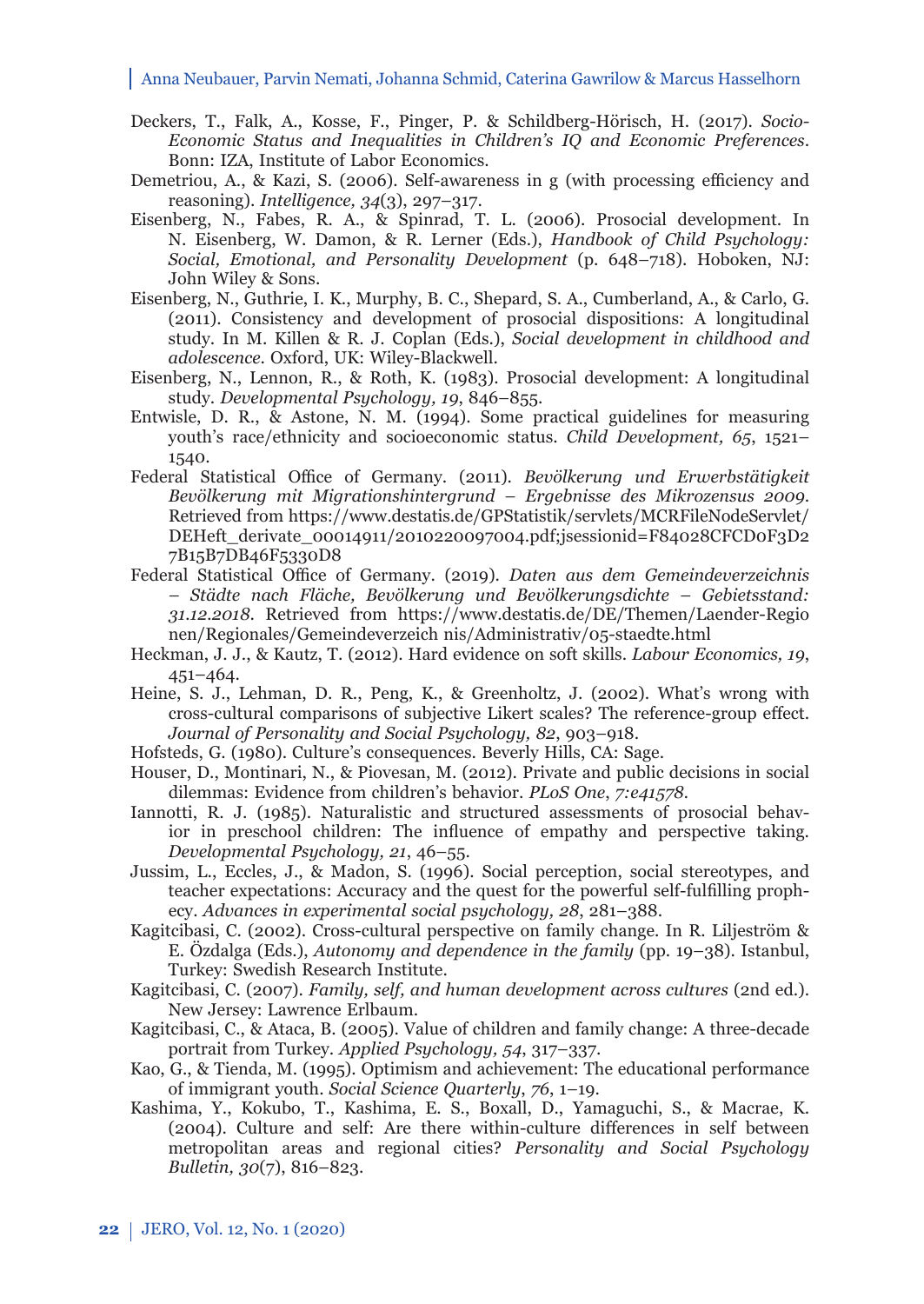Deckers, T., Falk, A., Kosse, F., Pinger, P. & Schildberg-Hörisch, H. (2017). *Socio-Economic Status and Inequalities in Children's IQ and Economic Preferences*. Bonn: IZA, Institute of Labor Economics.

Demetriou, A., & Kazi, S. (2006). Self-awareness in g (with processing efficiency and reasoning). *Intelligence, 34*(3), 297–317.

Eisenberg, N., Fabes, R. A., & Spinrad, T. L. (2006). Prosocial development. In N. Eisenberg, W. Damon, & R. Lerner (Eds.), *Handbook of Child Psychology: Social, Emotional, and Personality Development* (p. 648–718). Hoboken, NJ: John Wiley & Sons.

Eisenberg, N., Guthrie, I. K., Murphy, B. C., Shepard, S. A., Cumberland, A., & Carlo, G. (2011). Consistency and development of prosocial dispositions: A longitudinal study. In M. Killen & R. J. Coplan (Eds.), *Social development in childhood and adolescence*. Oxford, UK: Wiley-Blackwell.

Eisenberg, N., Lennon, R., & Roth, K. (1983). Prosocial development: A longitudinal study. *Developmental Psychology, 19*, 846–855.

Entwisle, D. R., & Astone, N. M. (1994). Some practical guidelines for measuring youth's race/ethnicity and socioeconomic status. *Child Development, 65*, 1521–1540.

Federal Statistical Office of Germany. (2011). *Bevölkerung und Erwerbstätigkeit Bevölkerung mit Migrationshintergrund – Ergebnisse des Mikrozensus 2009*. Retrieved from https://www.destatis.de/GPStatistik/servlets/MCRFileNodeServlet/DEHeft_derivate_00014911/2010220097004.pdf;jsessionid=F84028CFCD0F3D27B15B7DB46F5330D8

Federal Statistical Office of Germany. (2019). *Daten aus dem Gemeindeverzeichnis – Städte nach Fläche, Bevölkerung und Bevölkerungsdichte – Gebietsstand: 31.12.2018*. Retrieved from https://www.destatis.de/DE/Themen/Laender-Regionen/Regionales/Gemeindeverzeich nis/Administrativ/05-staedte.html

Heckman, J. J., & Kautz, T. (2012). Hard evidence on soft skills. *Labour Economics, 19*, 451–464.

Heine, S. J., Lehman, D. R., Peng, K., & Greenholtz, J. (2002). What's wrong with cross-cultural comparisons of subjective Likert scales? The reference-group effect. *Journal of Personality and Social Psychology, 82*, 903–918.

Hofsteds, G. (1980). Culture's consequences. Beverly Hills, CA: Sage.

Houser, D., Montinari, N., & Piovesan, M. (2012). Private and public decisions in social dilemmas: Evidence from children's behavior. *PLoS One*, *7:e41578*.

Iannotti, R. J. (1985). Naturalistic and structured assessments of prosocial behavior in preschool children: The influence of empathy and perspective taking. *Developmental Psychology, 21*, 46–55.

Jussim, L., Eccles, J., & Madon, S. (1996). Social perception, social stereotypes, and teacher expectations: Accuracy and the quest for the powerful self-fulfilling prophecy. *Advances in experimental social psychology, 28*, 281–388.

Kagitcibasi, C. (2002). Cross-cultural perspective on family change. In R. Liljeström & E. Özdalga (Eds.), *Autonomy and dependence in the family* (pp. 19–38). Istanbul, Turkey: Swedish Research Institute.

Kagitcibasi, C. (2007). *Family, self, and human development across cultures* (2nd ed.). New Jersey: Lawrence Erlbaum.

Kagitcibasi, C., & Ataca, B. (2005). Value of children and family change: A three-decade portrait from Turkey. *Applied Psychology, 54*, 317–337.

Kao, G., & Tienda, M. (1995). Optimism and achievement: The educational performance of immigrant youth. *Social Science Quarterly*, *76*, 1–19.

Kashima, Y., Kokubo, T., Kashima, E. S., Boxall, D., Yamaguchi, S., & Macrae, K. (2004). Culture and self: Are there within-culture differences in self between metropolitan areas and regional cities? *Personality and Social Psychology Bulletin, 30*(7), 816–823.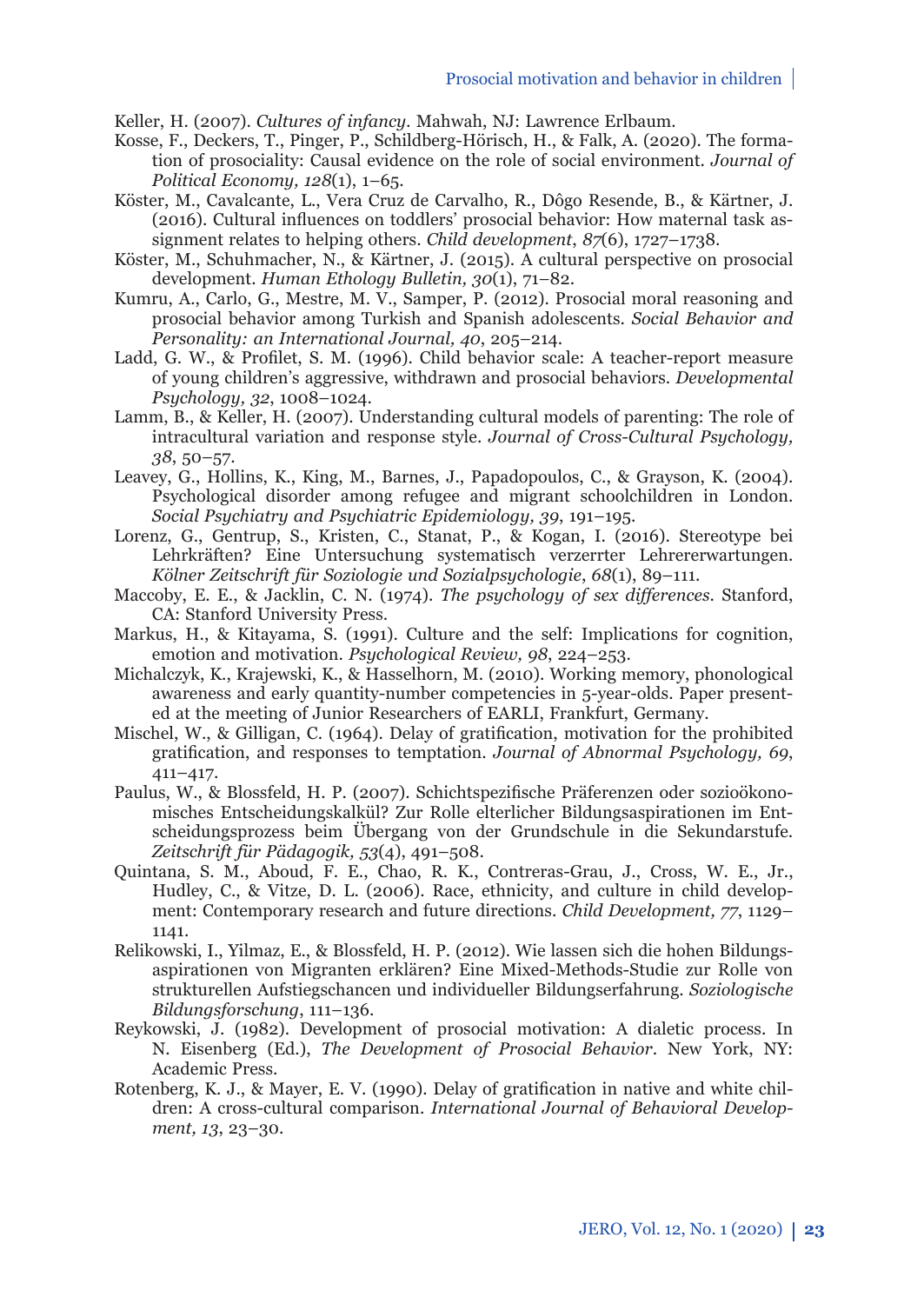Keller, H. (2007). *Cultures of infancy*. Mahwah, NJ: Lawrence Erlbaum.

Kosse, F., Deckers, T., Pinger, P., Schildberg-Hörisch, H., & Falk, A. (2020). The formation of prosociality: Causal evidence on the role of social environment. *Journal of Political Economy, 128*(1), 1–65.

Köster, M., Cavalcante, L., Vera Cruz de Carvalho, R., Dôgo Resende, B., & Kärtner, J. (2016). Cultural influences on toddlers' prosocial behavior: How maternal task assignment relates to helping others. *Child development*, *87*(6), 1727–1738.

Köster, M., Schuhmacher, N., & Kärtner, J. (2015). A cultural perspective on prosocial development. *Human Ethology Bulletin, 30*(1), 71–82.

Kumru, A., Carlo, G., Mestre, M. V., Samper, P. (2012). Prosocial moral reasoning and prosocial behavior among Turkish and Spanish adolescents. *Social Behavior and Personality: an International Journal, 40*, 205–214.

Ladd, G. W., & Profilet, S. M. (1996). Child behavior scale: A teacher-report measure of young children's aggressive, withdrawn and prosocial behaviors. *Developmental Psychology, 32*, 1008–1024.

Lamm, B., & Keller, H. (2007). Understanding cultural models of parenting: The role of intracultural variation and response style. *Journal of Cross-Cultural Psychology, 38*, 50–57.

Leavey, G., Hollins, K., King, M., Barnes, J., Papadopoulos, C., & Grayson, K. (2004). Psychological disorder among refugee and migrant schoolchildren in London. *Social Psychiatry and Psychiatric Epidemiology, 39*, 191–195.

Lorenz, G., Gentrup, S., Kristen, C., Stanat, P., & Kogan, I. (2016). Stereotype bei Lehrkräften? Eine Untersuchung systematisch verzerrter Lehrererwartungen. *Kölner Zeitschrift für Soziologie und Sozialpsychologie*, *68*(1), 89–111.

Maccoby, E. E., & Jacklin, C. N. (1974). *The psychology of sex differences*. Stanford, CA: Stanford University Press.

Markus, H., & Kitayama, S. (1991). Culture and the self: Implications for cognition, emotion and motivation. *Psychological Review, 98*, 224–253.

Michalczyk, K., Krajewski, K., & Hasselhorn, M. (2010). Working memory, phonological awareness and early quantity-number competencies in 5-year-olds. Paper presented at the meeting of Junior Researchers of EARLI, Frankfurt, Germany.

Mischel, W., & Gilligan, C. (1964). Delay of gratification, motivation for the prohibited gratification, and responses to temptation. *Journal of Abnormal Psychology, 69*, 411–417.

Paulus, W., & Blossfeld, H. P. (2007). Schichtspezifische Präferenzen oder sozioökonomisches Entscheidungskalkül? Zur Rolle elterlicher Bildungsaspirationen im Entscheidungsprozess beim Übergang von der Grundschule in die Sekundarstufe. *Zeitschrift für Pädagogik, 53*(4), 491–508.

Quintana, S. M., Aboud, F. E., Chao, R. K., Contreras-Grau, J., Cross, W. E., Jr., Hudley, C., & Vitze, D. L. (2006). Race, ethnicity, and culture in child development: Contemporary research and future directions. *Child Development, 77*, 1129–1141.

Relikowski, I., Yilmaz, E., & Blossfeld, H. P. (2012). Wie lassen sich die hohen Bildungsaspirationen von Migranten erklären? Eine Mixed-Methods-Studie zur Rolle von strukturellen Aufstiegschancen und individueller Bildungserfahrung. *Soziologische Bildungsforschung*, 111–136.

Reykowski, J. (1982). Development of prosocial motivation: A dialetic process. In N. Eisenberg (Ed.), *The Development of Prosocial Behavior*. New York, NY: Academic Press.

Rotenberg, K. J., & Mayer, E. V. (1990). Delay of gratification in native and white children: A cross-cultural comparison. *International Journal of Behavioral Development, 13*, 23–30.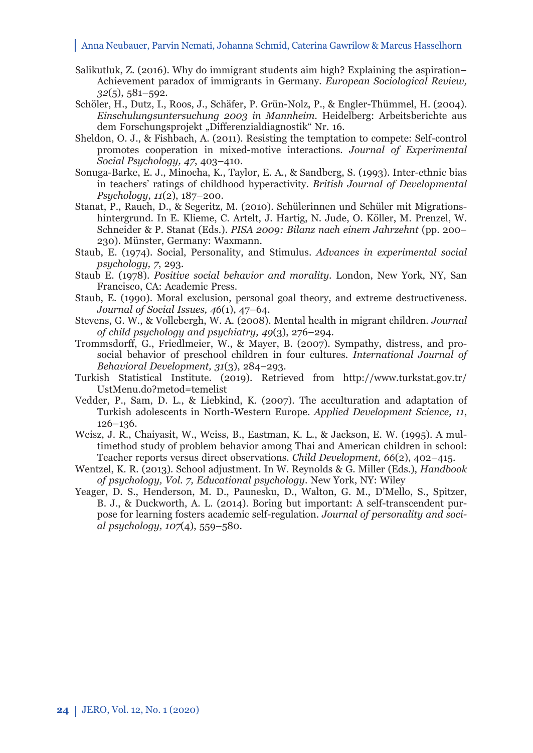Salikutluk, Z. (2016). Why do immigrant students aim high? Explaining the aspiration–Achievement paradox of immigrants in Germany. *European Sociological Review, 32*(5), 581–592.

Schöler, H., Dutz, I., Roos, J., Schäfer, P. Grün-Nolz, P., & Engler-Thümmel, H. (2004). *Einschulungsuntersuchung 2003 in Mannheim.* Heidelberg: Arbeitsberichte aus dem Forschungsprojekt „Differenzialdiagnostik" Nr. 16.

Sheldon, O. J., & Fishbach, A. (2011). Resisting the temptation to compete: Self-control promotes cooperation in mixed-motive interactions. *Journal of Experimental Social Psychology, 47*, 403–410.

Sonuga-Barke, E. J., Minocha, K., Taylor, E. A., & Sandberg, S. (1993). Inter-ethnic bias in teachers' ratings of childhood hyperactivity. *British Journal of Developmental Psychology, 11*(2), 187–200.

Stanat, P., Rauch, D., & Segeritz, M. (2010). Schülerinnen und Schüler mit Migrationshintergrund. In E. Klieme, C. Artelt, J. Hartig, N. Jude, O. Köller, M. Prenzel, W. Schneider & P. Stanat (Eds.). *PISA 2009: Bilanz nach einem Jahrzehnt* (pp. 200–230). Münster, Germany: Waxmann.

Staub, E. (1974). Social, Personality, and Stimulus. *Advances in experimental social psychology, 7*, 293.

Staub E. (1978). *Positive social behavior and morality.* London, New York, NY, San Francisco, CA: Academic Press.

Staub, E. (1990). Moral exclusion, personal goal theory, and extreme destructiveness. *Journal of Social Issues, 46*(1), 47–64.

Stevens, G. W., & Vollebergh, W. A. (2008). Mental health in migrant children. *Journal of child psychology and psychiatry, 49*(3), 276–294.

Trommsdorff, G., Friedlmeier, W., & Mayer, B. (2007). Sympathy, distress, and prosocial behavior of preschool children in four cultures. *International Journal of Behavioral Development, 31*(3), 284–293.

Turkish Statistical Institute. (2019). Retrieved from http://www.turkstat.gov.tr/UstMenu.do?metod=temelist

Vedder, P., Sam, D. L., & Liebkind, K. (2007). The acculturation and adaptation of Turkish adolescents in North-Western Europe. *Applied Development Science, 11*, 126–136.

Weisz, J. R., Chaiyasit, W., Weiss, B., Eastman, K. L., & Jackson, E. W. (1995). A multimethod study of problem behavior among Thai and American children in school: Teacher reports versus direct observations. *Child Development, 66*(2), 402–415.

Wentzel, K. R. (2013). School adjustment. In W. Reynolds & G. Miller (Eds.), *Handbook of psychology, Vol. 7, Educational psychology*. New York, NY: Wiley

Yeager, D. S., Henderson, M. D., Paunesku, D., Walton, G. M., D'Mello, S., Spitzer, B. J., & Duckworth, A. L. (2014). Boring but important: A self-transcendent purpose for learning fosters academic self-regulation. *Journal of personality and social psychology, 107*(4), 559–580.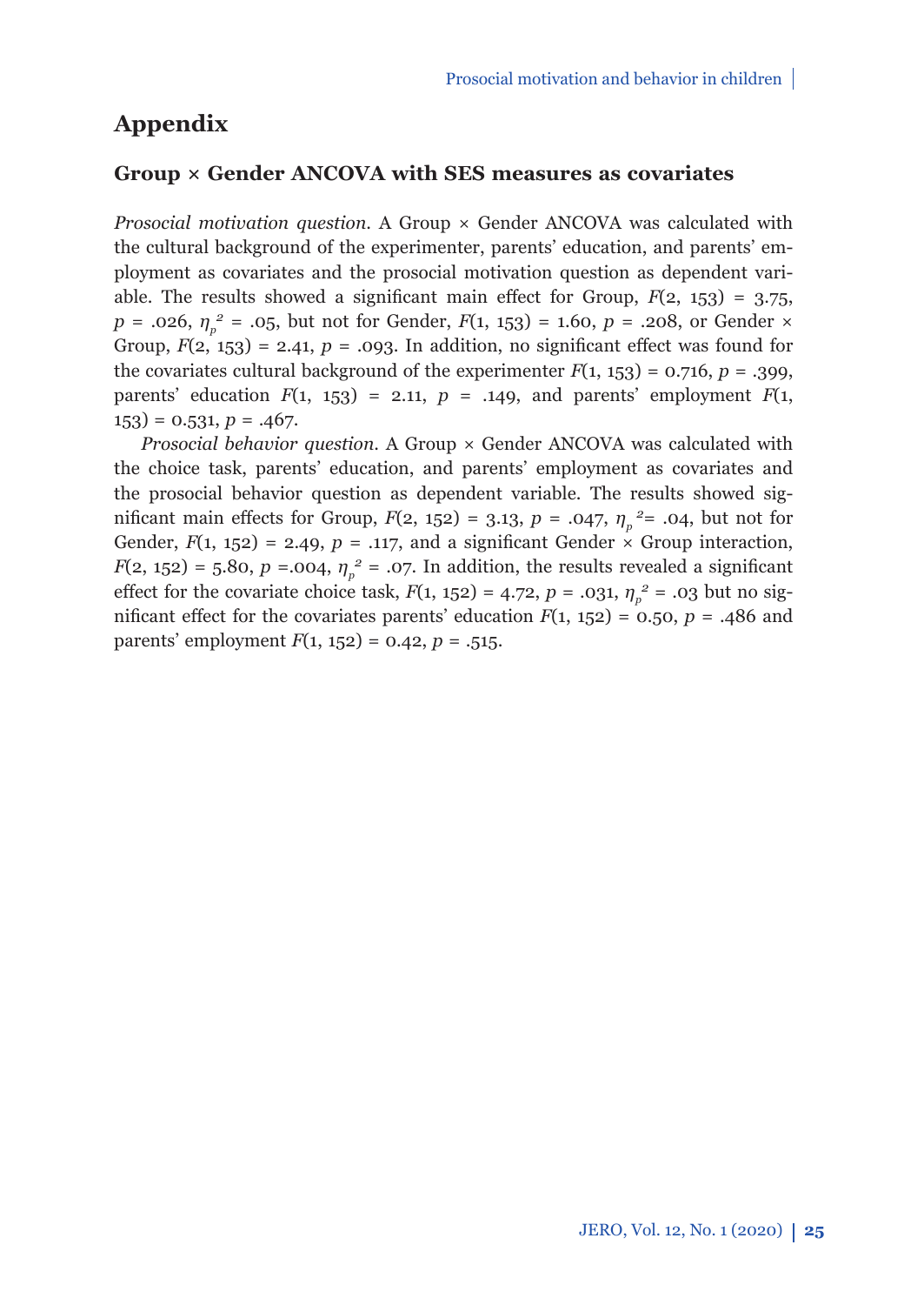# Appendix

## Group × Gender ANCOVA with SES measures as covariates

*Prosocial motivation question.* A Group × Gender ANCOVA was calculated with the cultural background of the experimenter, parents' education, and parents' employment as covariates and the prosocial motivation question as dependent variable. The results showed a significant main effect for Group, $F(2, 153) = 3.75$, $p = .026$, $\eta_p^2 = .05$, but not for Gender, $F(1, 153) = 1.60$, $p = .208$, or Gender × Group, $F(2, 153) = 2.41$, $p = .093$. In addition, no significant effect was found for the covariates cultural background of the experimenter $F(1, 153) = 0.716$, $p = .399$, parents' education $F(1, 153) = 2.11$, $p = .149$, and parents' employment $F(1, 153) = 0.531$, $p = .467$.

*Prosocial behavior question.* A Group × Gender ANCOVA was calculated with the choice task, parents' education, and parents' employment as covariates and the prosocial behavior question as dependent variable. The results showed significant main effects for Group, $F(2, 152) = 3.13$, $p = .047$, $\eta_p^2 = .04$, but not for Gender, $F(1, 152) = 2.49$, $p = .117$, and a significant Gender × Group interaction, $F(2, 152) = 5.80$, $p = .004$, $\eta_p^2 = .07$. In addition, the results revealed a significant effect for the covariate choice task, $F(1, 152) = 4.72$, $p = .031$, $\eta_p^2 = .03$ but no significant effect for the covariates parents' education $F(1, 152) = 0.50$, $p = .486$ and parents' employment $F(1, 152) = 0.42$, $p = .515$.